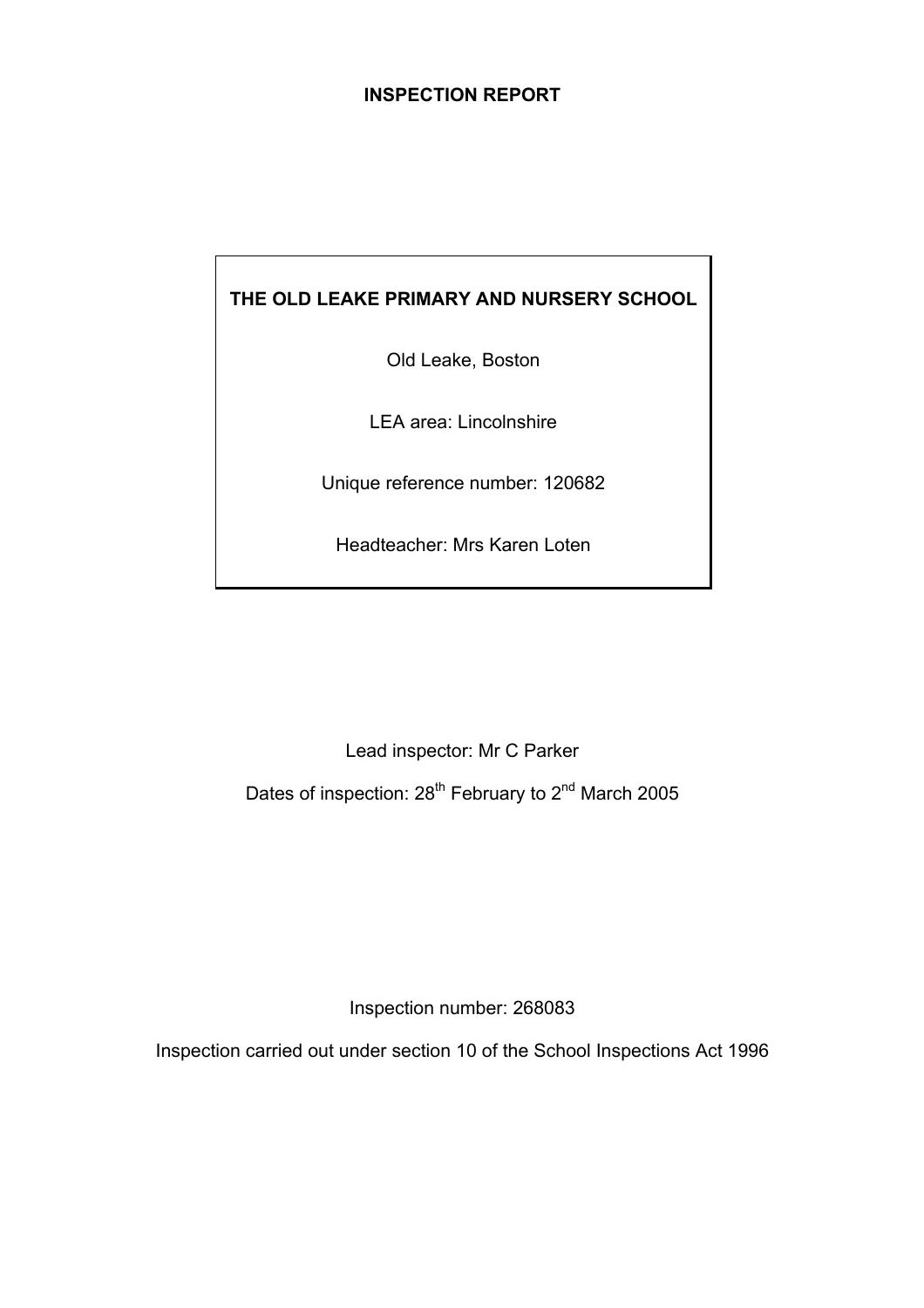# INSPECTION REPORT

**THE OLD LEAKE PRIMARY AND NURSERY SCHOOL**

Old Leake, Boston

LEA area: Lincolnshire

Unique reference number: 120682

Headteacher: Mrs Karen Loten

Lead inspector: Mr C Parker

Dates of inspection: 28th February to 2nd March 2005

Inspection number: 268083

Inspection carried out under section 10 of the School Inspections Act 1996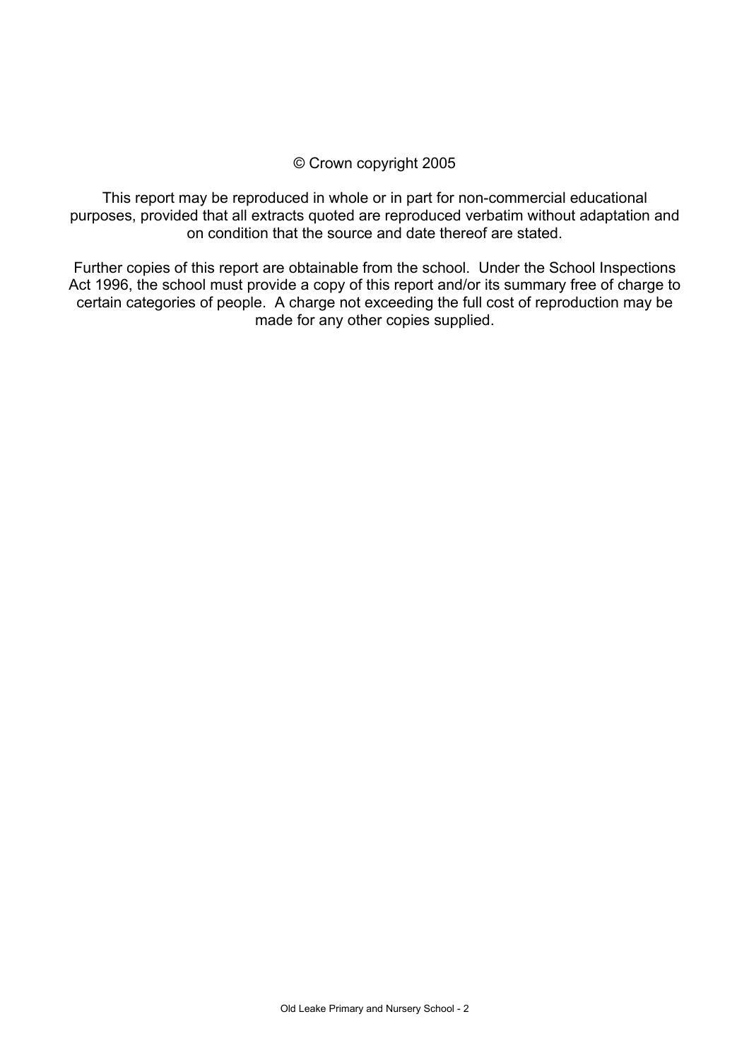© Crown copyright 2005

This report may be reproduced in whole or in part for non-commercial educational purposes, provided that all extracts quoted are reproduced verbatim without adaptation and on condition that the source and date thereof are stated.

Further copies of this report are obtainable from the school. Under the School Inspections Act 1996, the school must provide a copy of this report and/or its summary free of charge to certain categories of people. A charge not exceeding the full cost of reproduction may be made for any other copies supplied.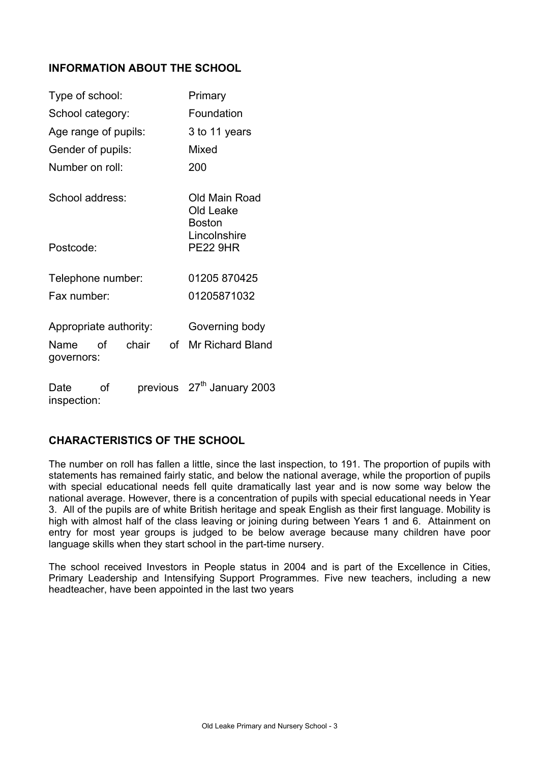## INFORMATION ABOUT THE SCHOOL

| | |
|---|---|
| Type of school: | Primary |
| School category: | Foundation |
| Age range of pupils: | 3 to 11 years |
| Gender of pupils: | Mixed |
| Number on roll: | 200 |
| School address: | Old Main Road<br>Old Leake<br>Boston<br>Lincolnshire |
| Postcode: | PE22 9HR |
| Telephone number: | 01205 870425 |
| Fax number: | 01205871032 |
| Appropriate authority: | Governing body |
| Name of chair of governors: | Mr Richard Bland |
| Date of previous inspection: | 27th January 2003 |

## CHARACTERISTICS OF THE SCHOOL

The number on roll has fallen a little, since the last inspection, to 191. The proportion of pupils with statements has remained fairly static, and below the national average, while the proportion of pupils with special educational needs fell quite dramatically last year and is now some way below the national average. However, there is a concentration of pupils with special educational needs in Year 3. All of the pupils are of white British heritage and speak English as their first language. Mobility is high with almost half of the class leaving or joining during between Years 1 and 6. Attainment on entry for most year groups is judged to be below average because many children have poor language skills when they start school in the part-time nursery.

The school received Investors in People status in 2004 and is part of the Excellence in Cities, Primary Leadership and Intensifying Support Programmes. Five new teachers, including a new headteacher, have been appointed in the last two years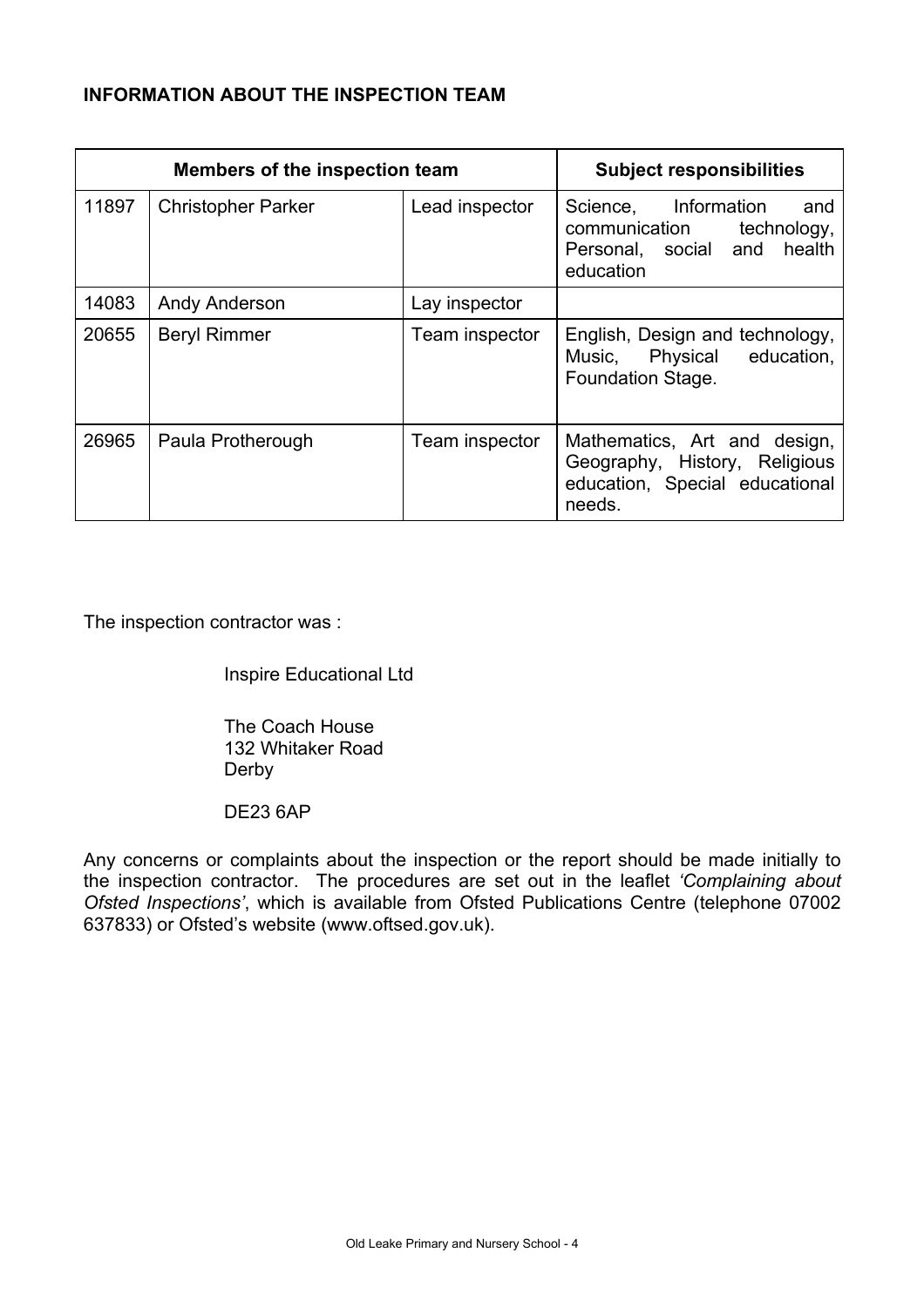**INFORMATION ABOUT THE INSPECTION TEAM**

| Members of the inspection team | | | Subject responsibilities |
|---|---|---|---|
| 11897 | Christopher Parker | Lead inspector | Science, Information and communication technology, Personal, social and health education |
| 14083 | Andy Anderson | Lay inspector | |
| 20655 | Beryl Rimmer | Team inspector | English, Design and technology, Music, Physical education, Foundation Stage. |
| 26965 | Paula Protherough | Team inspector | Mathematics, Art and design, Geography, History, Religious education, Special educational needs. |

The inspection contractor was :

Inspire Educational Ltd

The Coach House
132 Whitaker Road
Derby

DE23 6AP

Any concerns or complaints about the inspection or the report should be made initially to the inspection contractor. The procedures are set out in the leaflet *'Complaining about Ofsted Inspections'*, which is available from Ofsted Publications Centre (telephone 07002 637833) or Ofsted's website (www.oftsed.gov.uk).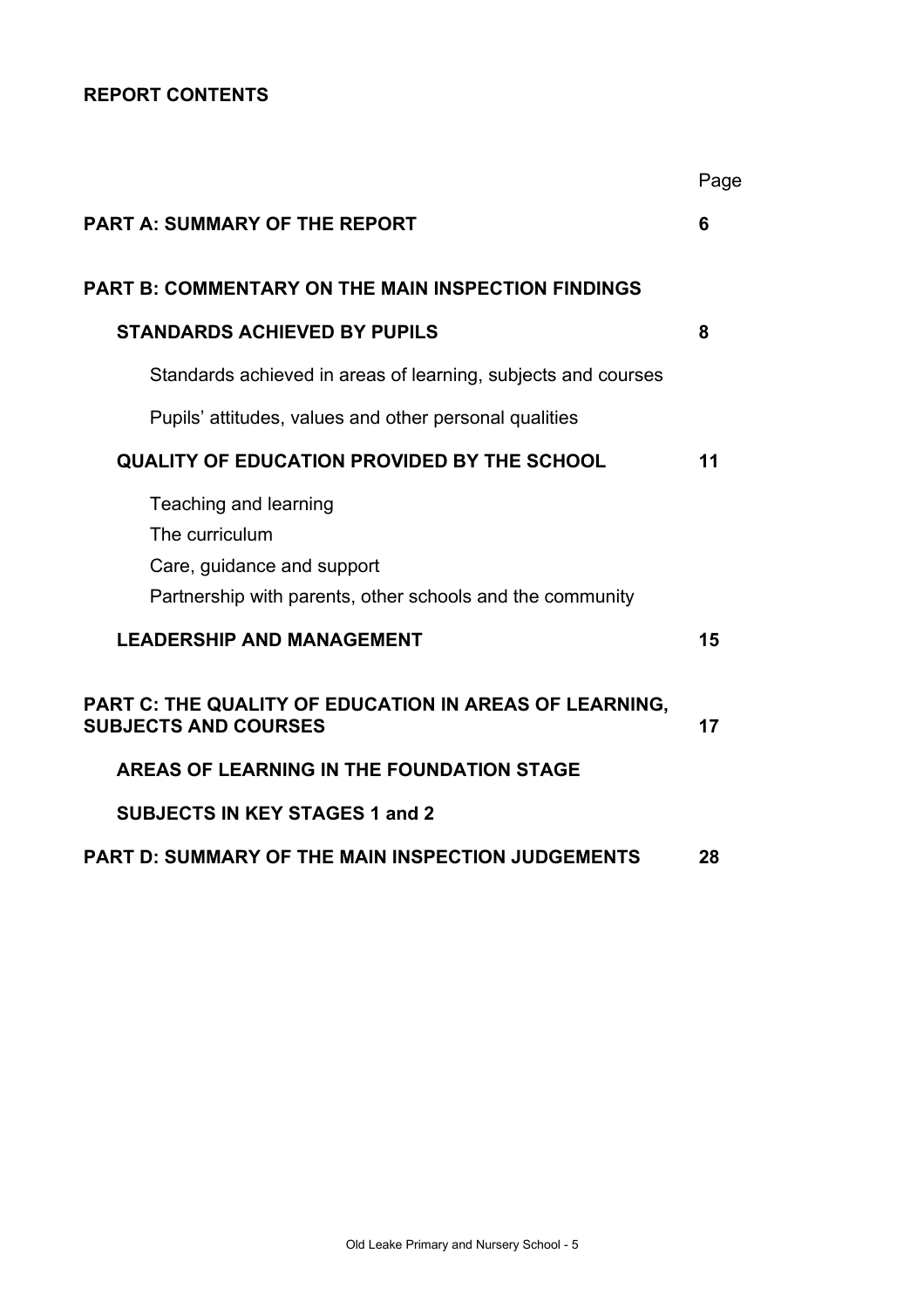**REPORT CONTENTS**

| | Page |
|---|---|
| **PART A: SUMMARY OF THE REPORT** | **6** |
| **PART B: COMMENTARY ON THE MAIN INSPECTION FINDINGS** | |
| **STANDARDS ACHIEVED BY PUPILS** | **8** |
| Standards achieved in areas of learning, subjects and courses | |
| Pupils' attitudes, values and other personal qualities | |
| **QUALITY OF EDUCATION PROVIDED BY THE SCHOOL** | **11** |
| Teaching and learning | |
| The curriculum | |
| Care, guidance and support | |
| Partnership with parents, other schools and the community | |
| **LEADERSHIP AND MANAGEMENT** | **15** |
| **PART C: THE QUALITY OF EDUCATION IN AREAS OF LEARNING, SUBJECTS AND COURSES** | **17** |
| **AREAS OF LEARNING IN THE FOUNDATION STAGE** | |
| **SUBJECTS IN KEY STAGES 1 and 2** | |
| **PART D: SUMMARY OF THE MAIN INSPECTION JUDGEMENTS** | **28** |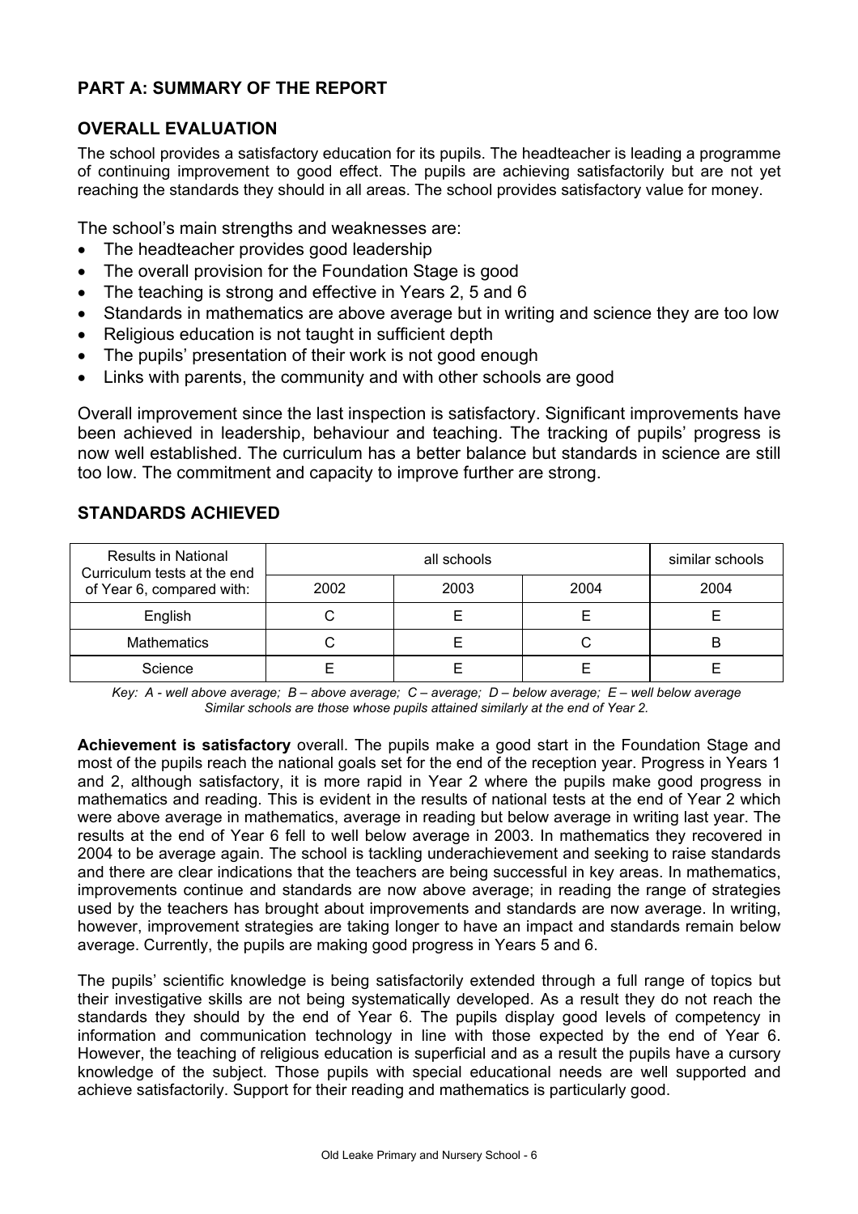## PART A: SUMMARY OF THE REPORT

### OVERALL EVALUATION

The school provides a satisfactory education for its pupils. The headteacher is leading a programme of continuing improvement to good effect. The pupils are achieving satisfactorily but are not yet reaching the standards they should in all areas. The school provides satisfactory value for money.

The school's main strengths and weaknesses are:

- The headteacher provides good leadership
- The overall provision for the Foundation Stage is good
- The teaching is strong and effective in Years 2, 5 and 6
- Standards in mathematics are above average but in writing and science they are too low
- Religious education is not taught in sufficient depth
- The pupils' presentation of their work is not good enough
- Links with parents, the community and with other schools are good

Overall improvement since the last inspection is satisfactory. Significant improvements have been achieved in leadership, behaviour and teaching. The tracking of pupils' progress is now well established. The curriculum has a better balance but standards in science are still too low. The commitment and capacity to improve further are strong.

### STANDARDS ACHIEVED

| Results in National Curriculum tests at the end of Year 6, compared with: | all schools | | | similar schools |
|---|---|---|---|---|
| | 2002 | 2003 | 2004 | 2004 |
| English | C | E | E | E |
| Mathematics | C | E | C | B |
| Science | E | E | E | E |

*Key: A - well above average; B – above average; C – average; D – below average; E – well below average*
*Similar schools are those whose pupils attained similarly at the end of Year 2.*

**Achievement is satisfactory** overall. The pupils make a good start in the Foundation Stage and most of the pupils reach the national goals set for the end of the reception year. Progress in Years 1 and 2, although satisfactory, it is more rapid in Year 2 where the pupils make good progress in mathematics and reading. This is evident in the results of national tests at the end of Year 2 which were above average in mathematics, average in reading but below average in writing last year. The results at the end of Year 6 fell to well below average in 2003. In mathematics they recovered in 2004 to be average again. The school is tackling underachievement and seeking to raise standards and there are clear indications that the teachers are being successful in key areas. In mathematics, improvements continue and standards are now above average; in reading the range of strategies used by the teachers has brought about improvements and standards are now average. In writing, however, improvement strategies are taking longer to have an impact and standards remain below average. Currently, the pupils are making good progress in Years 5 and 6.

The pupils' scientific knowledge is being satisfactorily extended through a full range of topics but their investigative skills are not being systematically developed. As a result they do not reach the standards they should by the end of Year 6. The pupils display good levels of competency in information and communication technology in line with those expected by the end of Year 6. However, the teaching of religious education is superficial and as a result the pupils have a cursory knowledge of the subject. Those pupils with special educational needs are well supported and achieve satisfactorily. Support for their reading and mathematics is particularly good.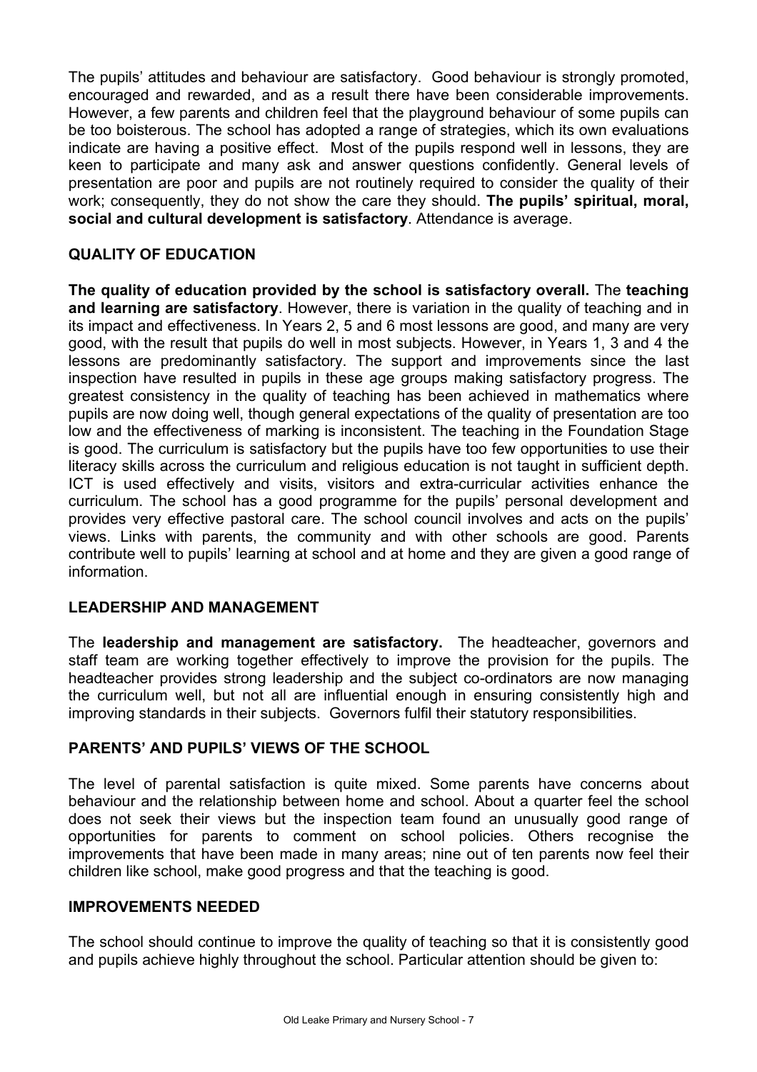The pupils' attitudes and behaviour are satisfactory. Good behaviour is strongly promoted, encouraged and rewarded, and as a result there have been considerable improvements. However, a few parents and children feel that the playground behaviour of some pupils can be too boisterous. The school has adopted a range of strategies, which its own evaluations indicate are having a positive effect. Most of the pupils respond well in lessons, they are keen to participate and many ask and answer questions confidently. General levels of presentation are poor and pupils are not routinely required to consider the quality of their work; consequently, they do not show the care they should. **The pupils' spiritual, moral, social and cultural development is satisfactory**. Attendance is average.

## QUALITY OF EDUCATION

**The quality of education provided by the school is satisfactory overall.** The **teaching and learning are satisfactory**. However, there is variation in the quality of teaching and in its impact and effectiveness. In Years 2, 5 and 6 most lessons are good, and many are very good, with the result that pupils do well in most subjects. However, in Years 1, 3 and 4 the lessons are predominantly satisfactory. The support and improvements since the last inspection have resulted in pupils in these age groups making satisfactory progress. The greatest consistency in the quality of teaching has been achieved in mathematics where pupils are now doing well, though general expectations of the quality of presentation are too low and the effectiveness of marking is inconsistent. The teaching in the Foundation Stage is good. The curriculum is satisfactory but the pupils have too few opportunities to use their literacy skills across the curriculum and religious education is not taught in sufficient depth. ICT is used effectively and visits, visitors and extra-curricular activities enhance the curriculum. The school has a good programme for the pupils' personal development and provides very effective pastoral care. The school council involves and acts on the pupils' views. Links with parents, the community and with other schools are good. Parents contribute well to pupils' learning at school and at home and they are given a good range of information.

## LEADERSHIP AND MANAGEMENT

The **leadership and management are satisfactory.** The headteacher, governors and staff team are working together effectively to improve the provision for the pupils. The headteacher provides strong leadership and the subject co-ordinators are now managing the curriculum well, but not all are influential enough in ensuring consistently high and improving standards in their subjects. Governors fulfil their statutory responsibilities.

## PARENTS' AND PUPILS' VIEWS OF THE SCHOOL

The level of parental satisfaction is quite mixed. Some parents have concerns about behaviour and the relationship between home and school. About a quarter feel the school does not seek their views but the inspection team found an unusually good range of opportunities for parents to comment on school policies. Others recognise the improvements that have been made in many areas; nine out of ten parents now feel their children like school, make good progress and that the teaching is good.

## IMPROVEMENTS NEEDED

The school should continue to improve the quality of teaching so that it is consistently good and pupils achieve highly throughout the school. Particular attention should be given to: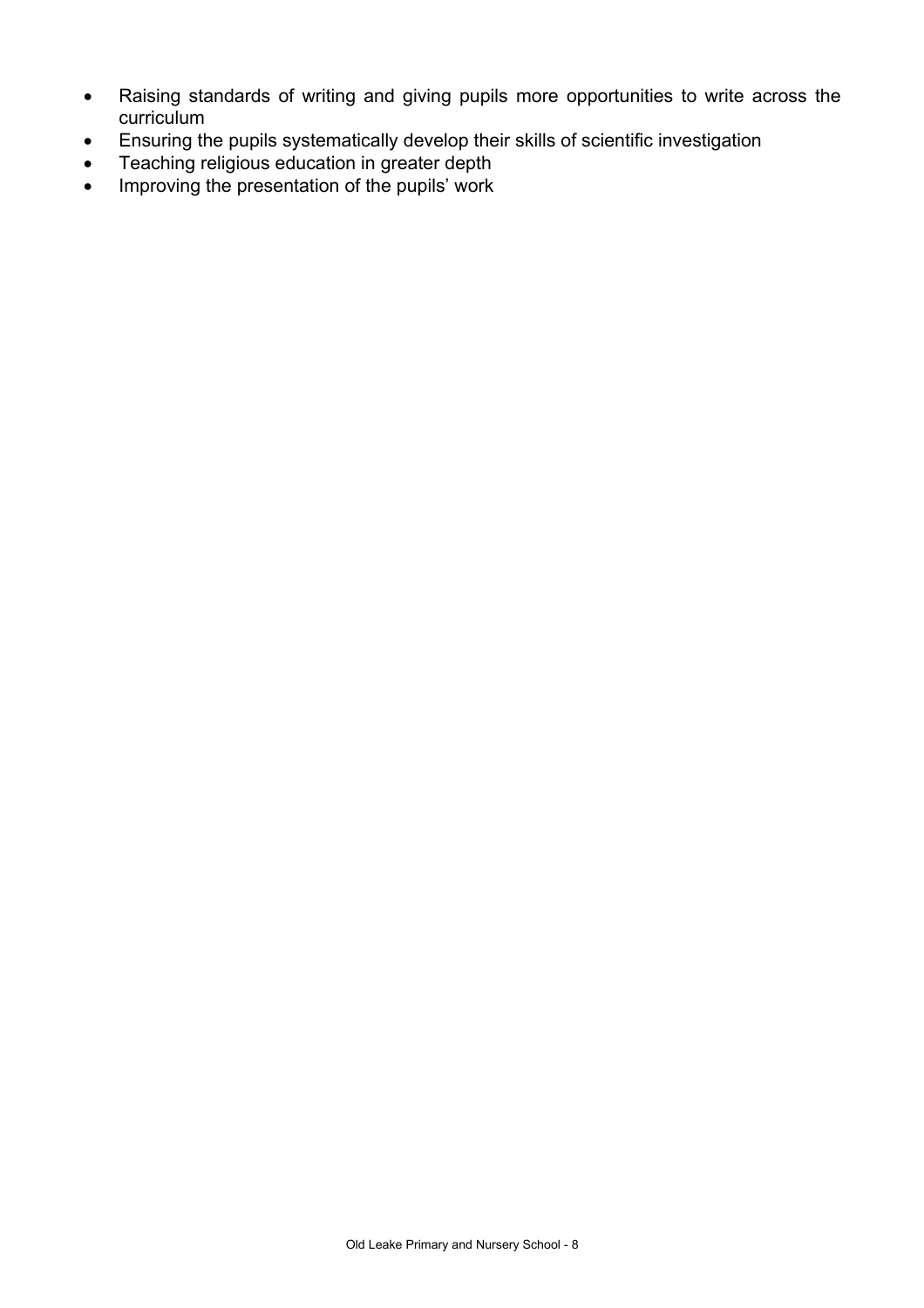- Raising standards of writing and giving pupils more opportunities to write across the curriculum
- Ensuring the pupils systematically develop their skills of scientific investigation
- Teaching religious education in greater depth
- Improving the presentation of the pupils' work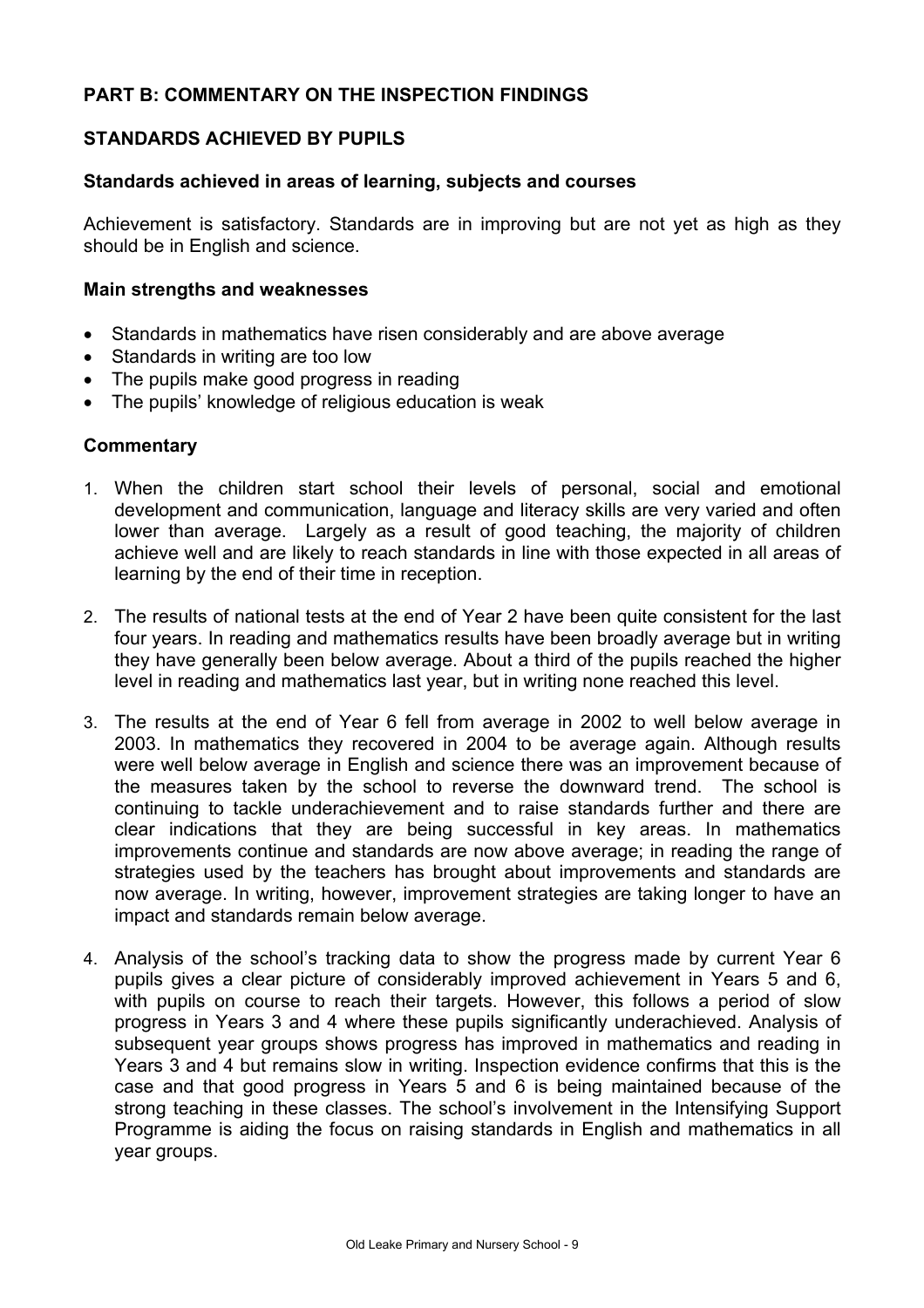## PART B: COMMENTARY ON THE INSPECTION FINDINGS

### STANDARDS ACHIEVED BY PUPILS

#### Standards achieved in areas of learning, subjects and courses

Achievement is satisfactory. Standards are in improving but are not yet as high as they should be in English and science.

#### Main strengths and weaknesses

- Standards in mathematics have risen considerably and are above average
- Standards in writing are too low
- The pupils make good progress in reading
- The pupils' knowledge of religious education is weak

#### Commentary

1. When the children start school their levels of personal, social and emotional development and communication, language and literacy skills are very varied and often lower than average. Largely as a result of good teaching, the majority of children achieve well and are likely to reach standards in line with those expected in all areas of learning by the end of their time in reception.
2. The results of national tests at the end of Year 2 have been quite consistent for the last four years. In reading and mathematics results have been broadly average but in writing they have generally been below average. About a third of the pupils reached the higher level in reading and mathematics last year, but in writing none reached this level.
3. The results at the end of Year 6 fell from average in 2002 to well below average in 2003. In mathematics they recovered in 2004 to be average again. Although results were well below average in English and science there was an improvement because of the measures taken by the school to reverse the downward trend. The school is continuing to tackle underachievement and to raise standards further and there are clear indications that they are being successful in key areas. In mathematics improvements continue and standards are now above average; in reading the range of strategies used by the teachers has brought about improvements and standards are now average. In writing, however, improvement strategies are taking longer to have an impact and standards remain below average.
4. Analysis of the school's tracking data to show the progress made by current Year 6 pupils gives a clear picture of considerably improved achievement in Years 5 and 6, with pupils on course to reach their targets. However, this follows a period of slow progress in Years 3 and 4 where these pupils significantly underachieved. Analysis of subsequent year groups shows progress has improved in mathematics and reading in Years 3 and 4 but remains slow in writing. Inspection evidence confirms that this is the case and that good progress in Years 5 and 6 is being maintained because of the strong teaching in these classes. The school's involvement in the Intensifying Support Programme is aiding the focus on raising standards in English and mathematics in all year groups.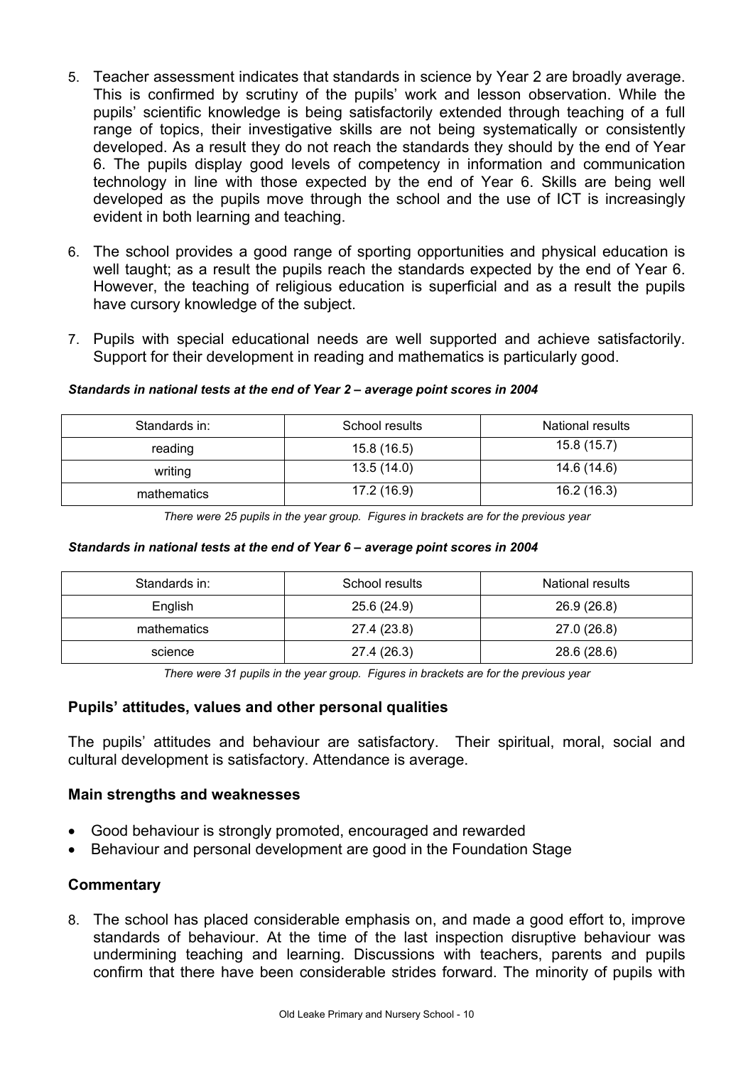5. Teacher assessment indicates that standards in science by Year 2 are broadly average. This is confirmed by scrutiny of the pupils' work and lesson observation. While the pupils' scientific knowledge is being satisfactorily extended through teaching of a full range of topics, their investigative skills are not being systematically or consistently developed. As a result they do not reach the standards they should by the end of Year 6. The pupils display good levels of competency in information and communication technology in line with those expected by the end of Year 6. Skills are being well developed as the pupils move through the school and the use of ICT is increasingly evident in both learning and teaching.

6. The school provides a good range of sporting opportunities and physical education is well taught; as a result the pupils reach the standards expected by the end of Year 6. However, the teaching of religious education is superficial and as a result the pupils have cursory knowledge of the subject.

7. Pupils with special educational needs are well supported and achieve satisfactorily. Support for their development in reading and mathematics is particularly good.

***Standards in national tests at the end of Year 2 – average point scores in 2004***

| Standards in: | School results | National results |
|---|---|---|
| reading | 15.8 (16.5) | 15.8 (15.7) |
| writing | 13.5 (14.0) | 14.6 (14.6) |
| mathematics | 17.2 (16.9) | 16.2 (16.3) |

*There were 25 pupils in the year group. Figures in brackets are for the previous year*

***Standards in national tests at the end of Year 6 – average point scores in 2004***

| Standards in: | School results | National results |
|---|---|---|
| English | 25.6 (24.9) | 26.9 (26.8) |
| mathematics | 27.4 (23.8) | 27.0 (26.8) |
| science | 27.4 (26.3) | 28.6 (28.6) |

*There were 31 pupils in the year group. Figures in brackets are for the previous year*

### Pupils' attitudes, values and other personal qualities

The pupils' attitudes and behaviour are satisfactory. Their spiritual, moral, social and cultural development is satisfactory. Attendance is average.

### Main strengths and weaknesses

- Good behaviour is strongly promoted, encouraged and rewarded
- Behaviour and personal development are good in the Foundation Stage

### Commentary

8. The school has placed considerable emphasis on, and made a good effort to, improve standards of behaviour. At the time of the last inspection disruptive behaviour was undermining teaching and learning. Discussions with teachers, parents and pupils confirm that there have been considerable strides forward. The minority of pupils with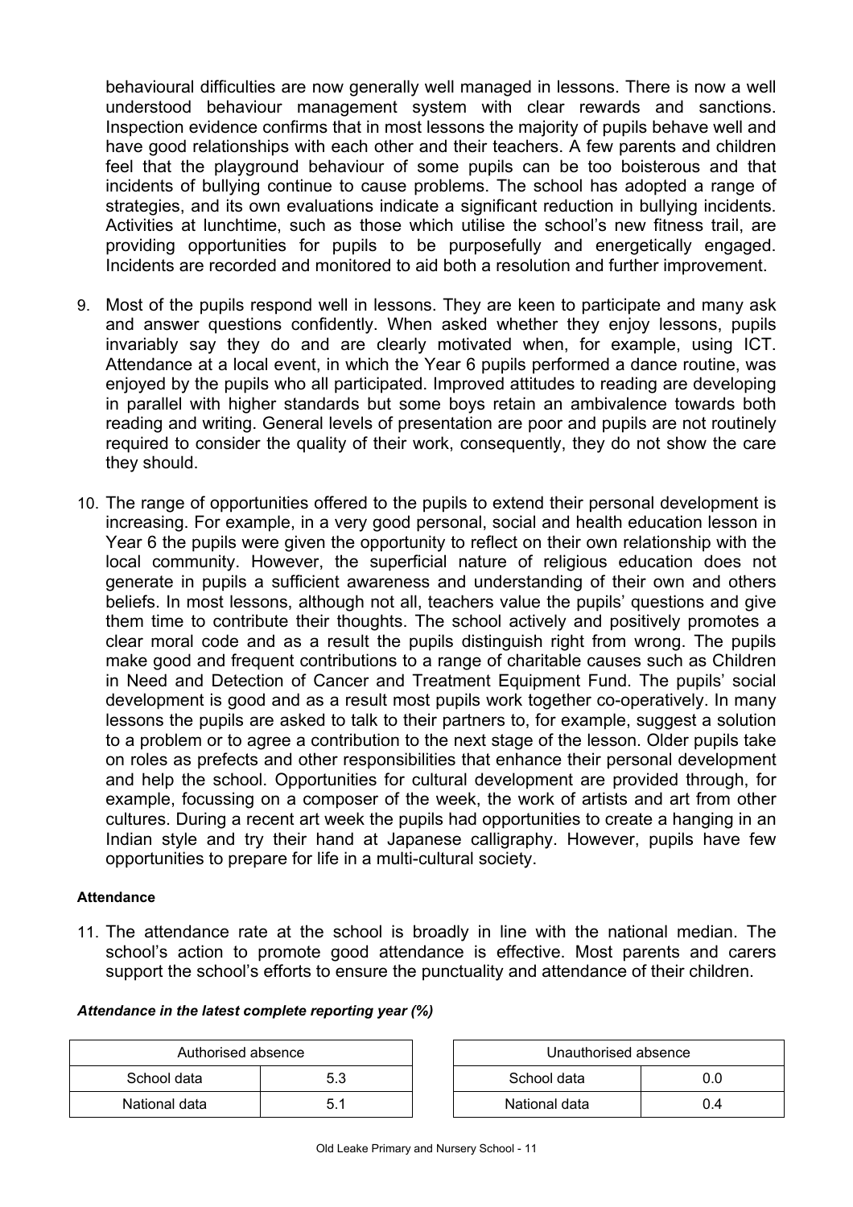behavioural difficulties are now generally well managed in lessons. There is now a well understood behaviour management system with clear rewards and sanctions. Inspection evidence confirms that in most lessons the majority of pupils behave well and have good relationships with each other and their teachers. A few parents and children feel that the playground behaviour of some pupils can be too boisterous and that incidents of bullying continue to cause problems. The school has adopted a range of strategies, and its own evaluations indicate a significant reduction in bullying incidents. Activities at lunchtime, such as those which utilise the school's new fitness trail, are providing opportunities for pupils to be purposefully and energetically engaged. Incidents are recorded and monitored to aid both a resolution and further improvement.

9. Most of the pupils respond well in lessons. They are keen to participate and many ask and answer questions confidently. When asked whether they enjoy lessons, pupils invariably say they do and are clearly motivated when, for example, using ICT. Attendance at a local event, in which the Year 6 pupils performed a dance routine, was enjoyed by the pupils who all participated. Improved attitudes to reading are developing in parallel with higher standards but some boys retain an ambivalence towards both reading and writing. General levels of presentation are poor and pupils are not routinely required to consider the quality of their work, consequently, they do not show the care they should.

10. The range of opportunities offered to the pupils to extend their personal development is increasing. For example, in a very good personal, social and health education lesson in Year 6 the pupils were given the opportunity to reflect on their own relationship with the local community. However, the superficial nature of religious education does not generate in pupils a sufficient awareness and understanding of their own and others beliefs. In most lessons, although not all, teachers value the pupils' questions and give them time to contribute their thoughts. The school actively and positively promotes a clear moral code and as a result the pupils distinguish right from wrong. The pupils make good and frequent contributions to a range of charitable causes such as Children in Need and Detection of Cancer and Treatment Equipment Fund. The pupils' social development is good and as a result most pupils work together co-operatively. In many lessons the pupils are asked to talk to their partners to, for example, suggest a solution to a problem or to agree a contribution to the next stage of the lesson. Older pupils take on roles as prefects and other responsibilities that enhance their personal development and help the school. Opportunities for cultural development are provided through, for example, focussing on a composer of the week, the work of artists and art from other cultures. During a recent art week the pupils had opportunities to create a hanging in an Indian style and try their hand at Japanese calligraphy. However, pupils have few opportunities to prepare for life in a multi-cultural society.

**Attendance**

11. The attendance rate at the school is broadly in line with the national median. The school's action to promote good attendance is effective. Most parents and carers support the school's efforts to ensure the punctuality and attendance of their children.

***Attendance in the latest complete reporting year (%)***

| Authorised absence | |
|---|---|
| School data | 5.3 |
| National data | 5.1 |

| Unauthorised absence | |
|---|---|
| School data | 0.0 |
| National data | 0.4 |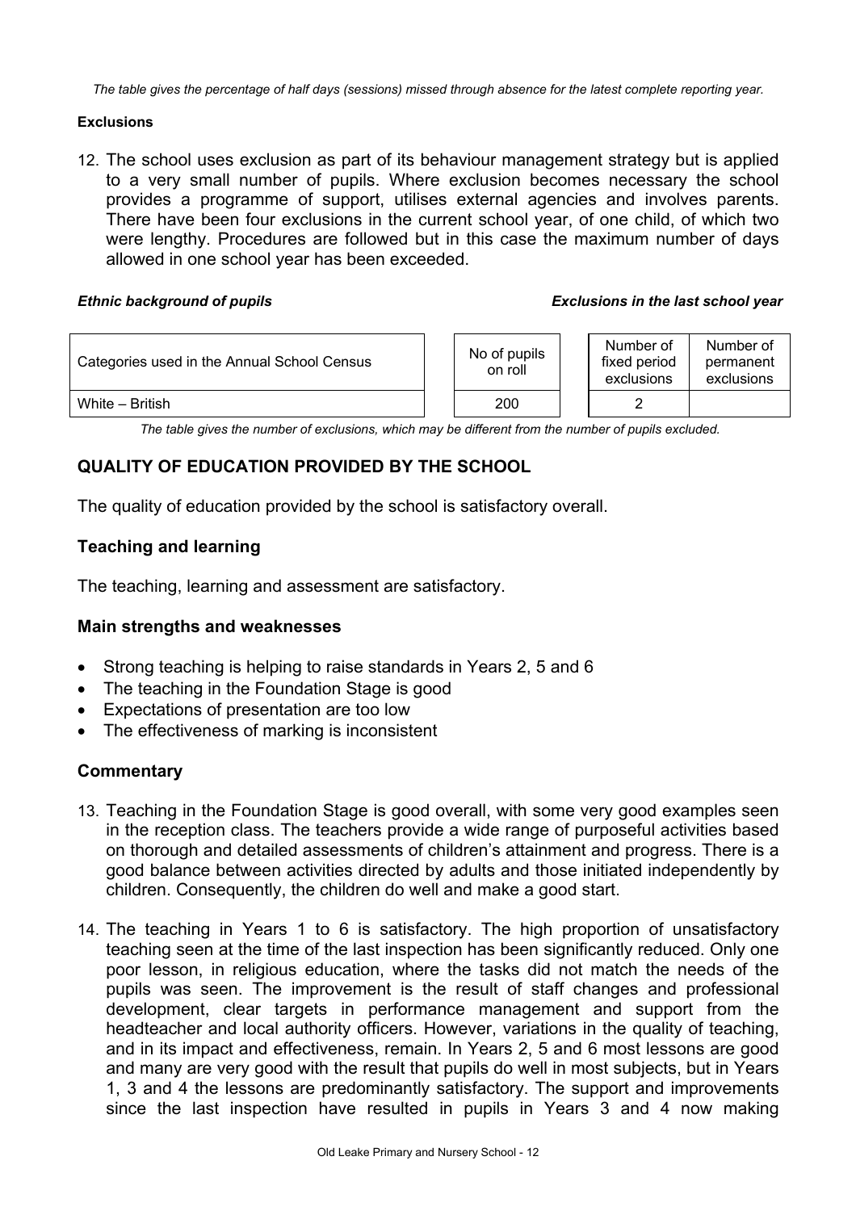*The table gives the percentage of half days (sessions) missed through absence for the latest complete reporting year.*

**Exclusions**

12. The school uses exclusion as part of its behaviour management strategy but is applied to a very small number of pupils. Where exclusion becomes necessary the school provides a programme of support, utilises external agencies and involves parents. There have been four exclusions in the current school year, of one child, of which two were lengthy. Procedures are followed but in this case the maximum number of days allowed in one school year has been exceeded.

***Ethnic background of pupils*** ***Exclusions in the last school year***

| Categories used in the Annual School Census | No of pupils on roll | Number of fixed period exclusions | Number of permanent exclusions |
|---|---|---|---|
| White – British | 200 | 2 | |

*The table gives the number of exclusions, which may be different from the number of pupils excluded.*

## QUALITY OF EDUCATION PROVIDED BY THE SCHOOL

The quality of education provided by the school is satisfactory overall.

### Teaching and learning

The teaching, learning and assessment are satisfactory.

### Main strengths and weaknesses

- Strong teaching is helping to raise standards in Years 2, 5 and 6
- The teaching in the Foundation Stage is good
- Expectations of presentation are too low
- The effectiveness of marking is inconsistent

### Commentary

13. Teaching in the Foundation Stage is good overall, with some very good examples seen in the reception class. The teachers provide a wide range of purposeful activities based on thorough and detailed assessments of children's attainment and progress. There is a good balance between activities directed by adults and those initiated independently by children. Consequently, the children do well and make a good start.

14. The teaching in Years 1 to 6 is satisfactory. The high proportion of unsatisfactory teaching seen at the time of the last inspection has been significantly reduced. Only one poor lesson, in religious education, where the tasks did not match the needs of the pupils was seen. The improvement is the result of staff changes and professional development, clear targets in performance management and support from the headteacher and local authority officers. However, variations in the quality of teaching, and in its impact and effectiveness, remain. In Years 2, 5 and 6 most lessons are good and many are very good with the result that pupils do well in most subjects, but in Years 1, 3 and 4 the lessons are predominantly satisfactory. The support and improvements since the last inspection have resulted in pupils in Years 3 and 4 now making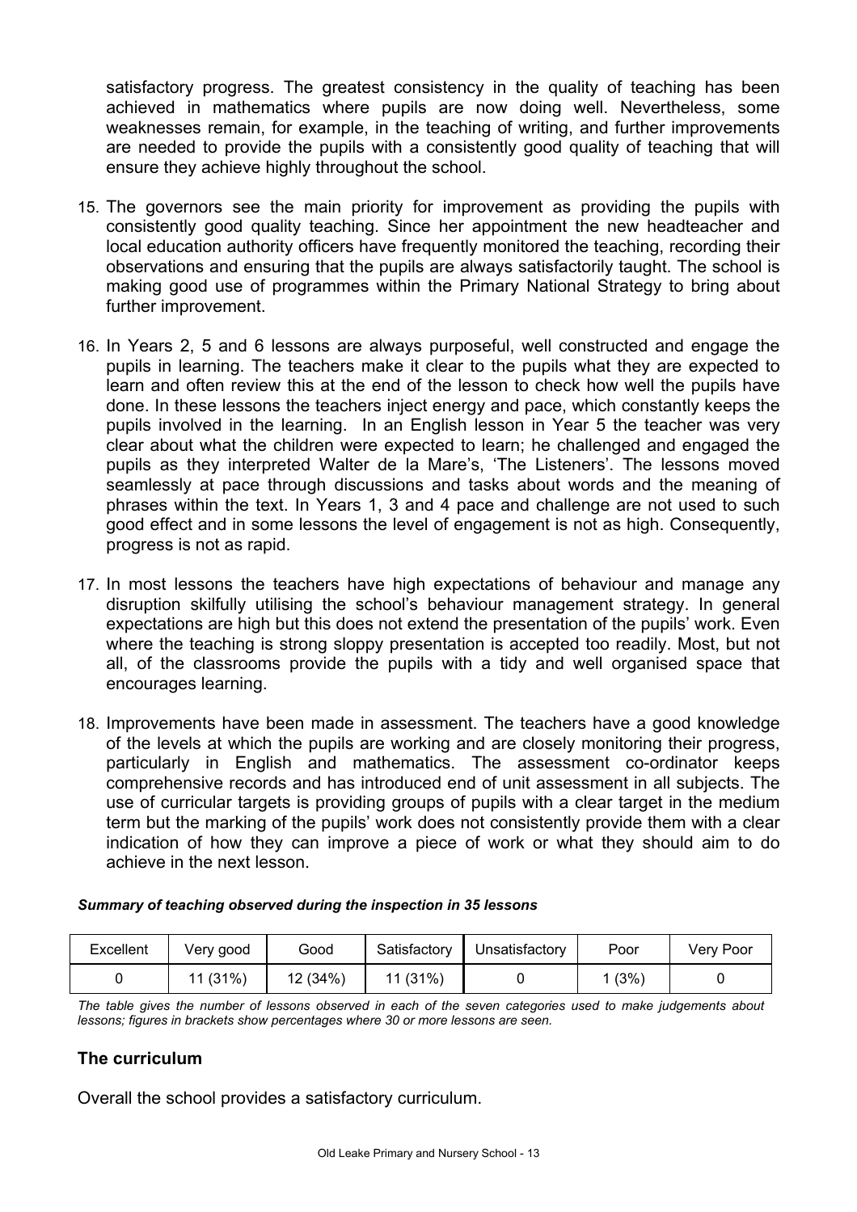satisfactory progress. The greatest consistency in the quality of teaching has been achieved in mathematics where pupils are now doing well. Nevertheless, some weaknesses remain, for example, in the teaching of writing, and further improvements are needed to provide the pupils with a consistently good quality of teaching that will ensure they achieve highly throughout the school.

15. The governors see the main priority for improvement as providing the pupils with consistently good quality teaching. Since her appointment the new headteacher and local education authority officers have frequently monitored the teaching, recording their observations and ensuring that the pupils are always satisfactorily taught. The school is making good use of programmes within the Primary National Strategy to bring about further improvement.

16. In Years 2, 5 and 6 lessons are always purposeful, well constructed and engage the pupils in learning. The teachers make it clear to the pupils what they are expected to learn and often review this at the end of the lesson to check how well the pupils have done. In these lessons the teachers inject energy and pace, which constantly keeps the pupils involved in the learning. In an English lesson in Year 5 the teacher was very clear about what the children were expected to learn; he challenged and engaged the pupils as they interpreted Walter de la Mare's, 'The Listeners'. The lessons moved seamlessly at pace through discussions and tasks about words and the meaning of phrases within the text. In Years 1, 3 and 4 pace and challenge are not used to such good effect and in some lessons the level of engagement is not as high. Consequently, progress is not as rapid.

17. In most lessons the teachers have high expectations of behaviour and manage any disruption skilfully utilising the school's behaviour management strategy. In general expectations are high but this does not extend the presentation of the pupils' work. Even where the teaching is strong sloppy presentation is accepted too readily. Most, but not all, of the classrooms provide the pupils with a tidy and well organised space that encourages learning.

18. Improvements have been made in assessment. The teachers have a good knowledge of the levels at which the pupils are working and are closely monitoring their progress, particularly in English and mathematics. The assessment co-ordinator keeps comprehensive records and has introduced end of unit assessment in all subjects. The use of curricular targets is providing groups of pupils with a clear target in the medium term but the marking of the pupils' work does not consistently provide them with a clear indication of how they can improve a piece of work or what they should aim to do achieve in the next lesson.

***Summary of teaching observed during the inspection in 35 lessons***

| Excellent | Very good | Good | Satisfactory | Unsatisfactory | Poor | Very Poor |
|---|---|---|---|---|---|---|
| 0 | 11 (31%) | 12 (34%) | 11 (31%) | 0 | 1 (3%) | 0 |

*The table gives the number of lessons observed in each of the seven categories used to make judgements about lessons; figures in brackets show percentages where 30 or more lessons are seen.*

### The curriculum

Overall the school provides a satisfactory curriculum.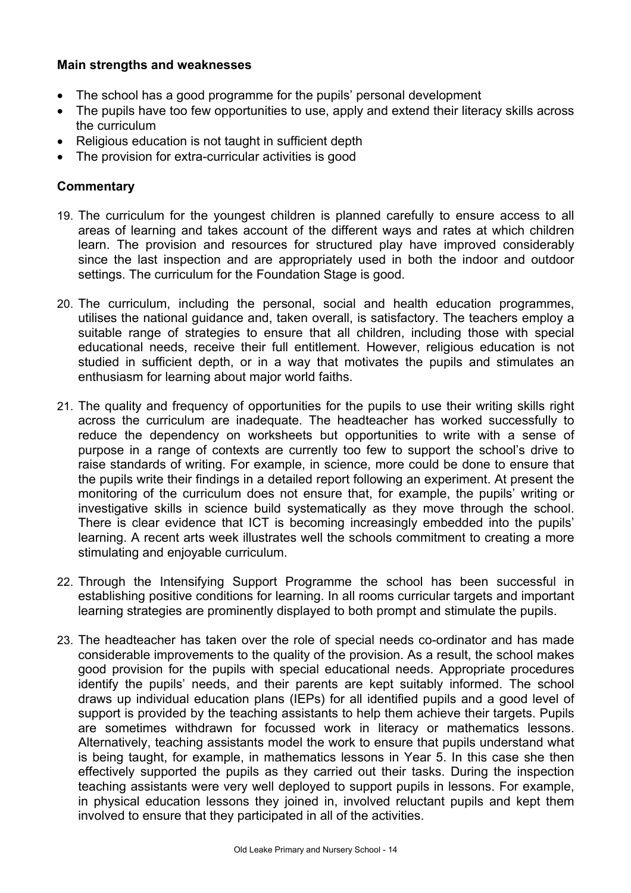**Main strengths and weaknesses**

- The school has a good programme for the pupils' personal development
- The pupils have too few opportunities to use, apply and extend their literacy skills across the curriculum
- Religious education is not taught in sufficient depth
- The provision for extra-curricular activities is good

**Commentary**

19. The curriculum for the youngest children is planned carefully to ensure access to all areas of learning and takes account of the different ways and rates at which children learn. The provision and resources for structured play have improved considerably since the last inspection and are appropriately used in both the indoor and outdoor settings. The curriculum for the Foundation Stage is good.

20. The curriculum, including the personal, social and health education programmes, utilises the national guidance and, taken overall, is satisfactory. The teachers employ a suitable range of strategies to ensure that all children, including those with special educational needs, receive their full entitlement. However, religious education is not studied in sufficient depth, or in a way that motivates the pupils and stimulates an enthusiasm for learning about major world faiths.

21. The quality and frequency of opportunities for the pupils to use their writing skills right across the curriculum are inadequate. The headteacher has worked successfully to reduce the dependency on worksheets but opportunities to write with a sense of purpose in a range of contexts are currently too few to support the school's drive to raise standards of writing. For example, in science, more could be done to ensure that the pupils write their findings in a detailed report following an experiment. At present the monitoring of the curriculum does not ensure that, for example, the pupils' writing or investigative skills in science build systematically as they move through the school. There is clear evidence that ICT is becoming increasingly embedded into the pupils' learning. A recent arts week illustrates well the schools commitment to creating a more stimulating and enjoyable curriculum.

22. Through the Intensifying Support Programme the school has been successful in establishing positive conditions for learning. In all rooms curricular targets and important learning strategies are prominently displayed to both prompt and stimulate the pupils.

23. The headteacher has taken over the role of special needs co-ordinator and has made considerable improvements to the quality of the provision. As a result, the school makes good provision for the pupils with special educational needs. Appropriate procedures identify the pupils' needs, and their parents are kept suitably informed. The school draws up individual education plans (IEPs) for all identified pupils and a good level of support is provided by the teaching assistants to help them achieve their targets. Pupils are sometimes withdrawn for focussed work in literacy or mathematics lessons. Alternatively, teaching assistants model the work to ensure that pupils understand what is being taught, for example, in mathematics lessons in Year 5. In this case she then effectively supported the pupils as they carried out their tasks. During the inspection teaching assistants were very well deployed to support pupils in lessons. For example, in physical education lessons they joined in, involved reluctant pupils and kept them involved to ensure that they participated in all of the activities.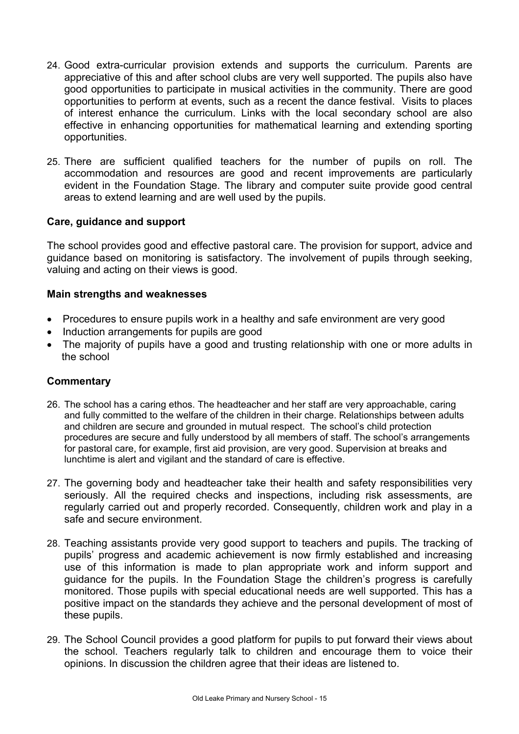24. Good extra-curricular provision extends and supports the curriculum. Parents are appreciative of this and after school clubs are very well supported. The pupils also have good opportunities to participate in musical activities in the community. There are good opportunities to perform at events, such as a recent the dance festival. Visits to places of interest enhance the curriculum. Links with the local secondary school are also effective in enhancing opportunities for mathematical learning and extending sporting opportunities.

25. There are sufficient qualified teachers for the number of pupils on roll. The accommodation and resources are good and recent improvements are particularly evident in the Foundation Stage. The library and computer suite provide good central areas to extend learning and are well used by the pupils.

### Care, guidance and support

The school provides good and effective pastoral care. The provision for support, advice and guidance based on monitoring is satisfactory. The involvement of pupils through seeking, valuing and acting on their views is good.

#### Main strengths and weaknesses

- Procedures to ensure pupils work in a healthy and safe environment are very good
- Induction arrangements for pupils are good
- The majority of pupils have a good and trusting relationship with one or more adults in the school

#### Commentary

26. The school has a caring ethos. The headteacher and her staff are very approachable, caring and fully committed to the welfare of the children in their charge. Relationships between adults and children are secure and grounded in mutual respect. The school's child protection procedures are secure and fully understood by all members of staff. The school's arrangements for pastoral care, for example, first aid provision, are very good. Supervision at breaks and lunchtime is alert and vigilant and the standard of care is effective.

27. The governing body and headteacher take their health and safety responsibilities very seriously. All the required checks and inspections, including risk assessments, are regularly carried out and properly recorded. Consequently, children work and play in a safe and secure environment.

28. Teaching assistants provide very good support to teachers and pupils. The tracking of pupils' progress and academic achievement is now firmly established and increasing use of this information is made to plan appropriate work and inform support and guidance for the pupils. In the Foundation Stage the children's progress is carefully monitored. Those pupils with special educational needs are well supported. This has a positive impact on the standards they achieve and the personal development of most of these pupils.

29. The School Council provides a good platform for pupils to put forward their views about the school. Teachers regularly talk to children and encourage them to voice their opinions. In discussion the children agree that their ideas are listened to.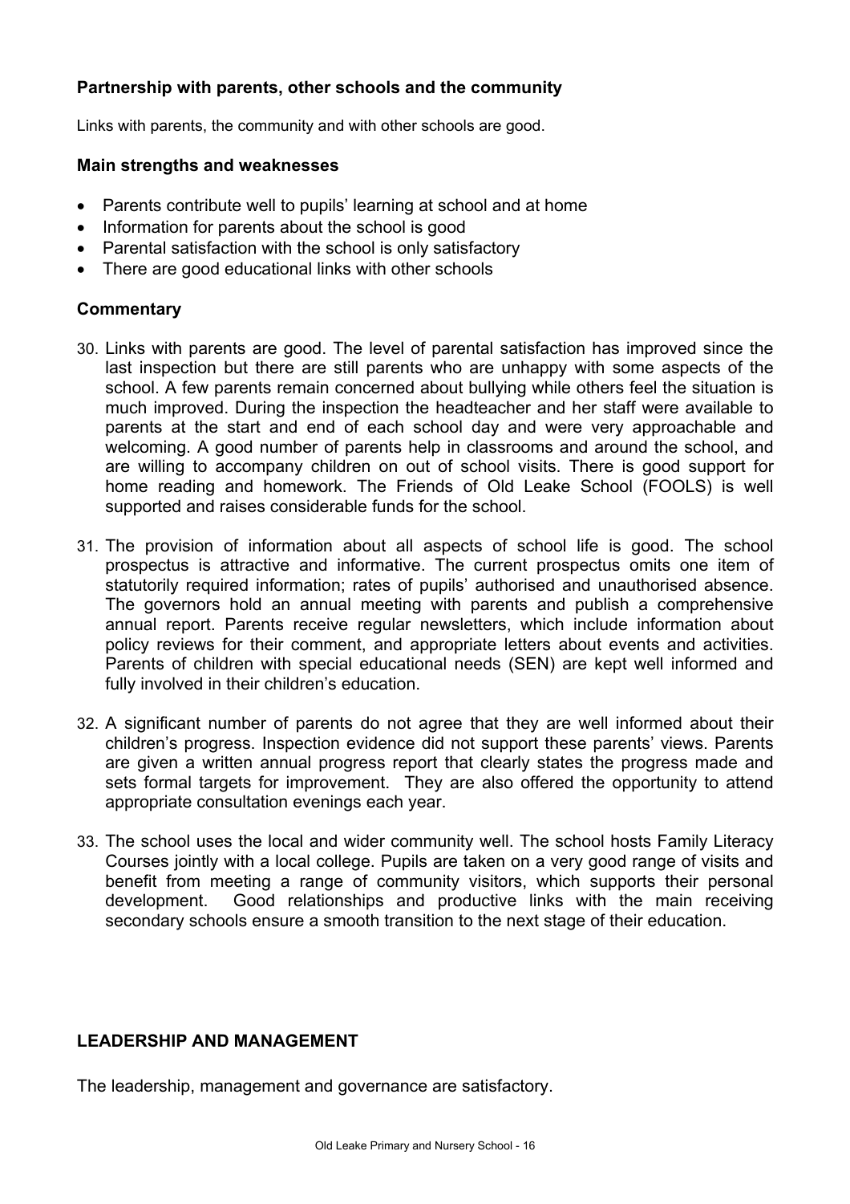### Partnership with parents, other schools and the community

Links with parents, the community and with other schools are good.

#### Main strengths and weaknesses

- Parents contribute well to pupils' learning at school and at home
- Information for parents about the school is good
- Parental satisfaction with the school is only satisfactory
- There are good educational links with other schools

#### Commentary

30. Links with parents are good. The level of parental satisfaction has improved since the last inspection but there are still parents who are unhappy with some aspects of the school. A few parents remain concerned about bullying while others feel the situation is much improved. During the inspection the headteacher and her staff were available to parents at the start and end of each school day and were very approachable and welcoming. A good number of parents help in classrooms and around the school, and are willing to accompany children on out of school visits. There is good support for home reading and homework. The Friends of Old Leake School (FOOLS) is well supported and raises considerable funds for the school.

31. The provision of information about all aspects of school life is good. The school prospectus is attractive and informative. The current prospectus omits one item of statutorily required information; rates of pupils' authorised and unauthorised absence. The governors hold an annual meeting with parents and publish a comprehensive annual report. Parents receive regular newsletters, which include information about policy reviews for their comment, and appropriate letters about events and activities. Parents of children with special educational needs (SEN) are kept well informed and fully involved in their children's education.

32. A significant number of parents do not agree that they are well informed about their children's progress. Inspection evidence did not support these parents' views. Parents are given a written annual progress report that clearly states the progress made and sets formal targets for improvement. They are also offered the opportunity to attend appropriate consultation evenings each year.

33. The school uses the local and wider community well. The school hosts Family Literacy Courses jointly with a local college. Pupils are taken on a very good range of visits and benefit from meeting a range of community visitors, which supports their personal development. Good relationships and productive links with the main receiving secondary schools ensure a smooth transition to the next stage of their education.

## LEADERSHIP AND MANAGEMENT

The leadership, management and governance are satisfactory.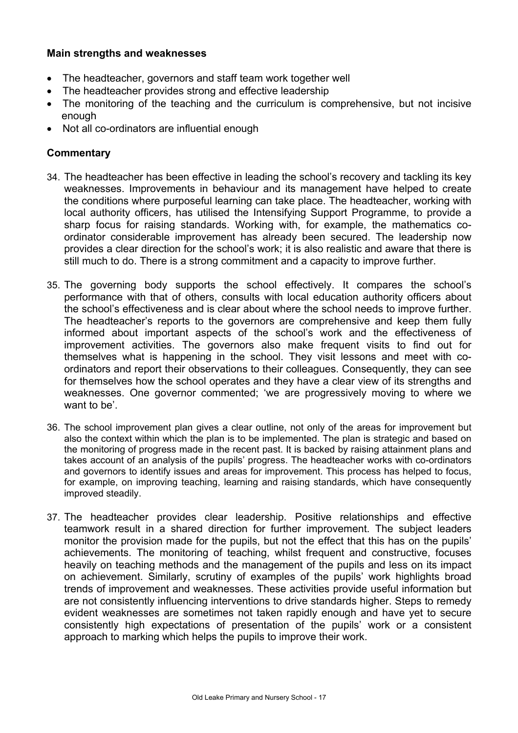**Main strengths and weaknesses**

- The headteacher, governors and staff team work together well
- The headteacher provides strong and effective leadership
- The monitoring of the teaching and the curriculum is comprehensive, but not incisive enough
- Not all co-ordinators are influential enough

## Commentary

34. The headteacher has been effective in leading the school's recovery and tackling its key weaknesses. Improvements in behaviour and its management have helped to create the conditions where purposeful learning can take place. The headteacher, working with local authority officers, has utilised the Intensifying Support Programme, to provide a sharp focus for raising standards. Working with, for example, the mathematics co-ordinator considerable improvement has already been secured. The leadership now provides a clear direction for the school's work; it is also realistic and aware that there is still much to do. There is a strong commitment and a capacity to improve further.

35. The governing body supports the school effectively. It compares the school's performance with that of others, consults with local education authority officers about the school's effectiveness and is clear about where the school needs to improve further. The headteacher's reports to the governors are comprehensive and keep them fully informed about important aspects of the school's work and the effectiveness of improvement activities. The governors also make frequent visits to find out for themselves what is happening in the school. They visit lessons and meet with co-ordinators and report their observations to their colleagues. Consequently, they can see for themselves how the school operates and they have a clear view of its strengths and weaknesses. One governor commented; 'we are progressively moving to where we want to be'.

36. The school improvement plan gives a clear outline, not only of the areas for improvement but also the context within which the plan is to be implemented. The plan is strategic and based on the monitoring of progress made in the recent past. It is backed by raising attainment plans and takes account of an analysis of the pupils' progress. The headteacher works with co-ordinators and governors to identify issues and areas for improvement. This process has helped to focus, for example, on improving teaching, learning and raising standards, which have consequently improved steadily.

37. The headteacher provides clear leadership. Positive relationships and effective teamwork result in a shared direction for further improvement. The subject leaders monitor the provision made for the pupils, but not the effect that this has on the pupils' achievements. The monitoring of teaching, whilst frequent and constructive, focuses heavily on teaching methods and the management of the pupils and less on its impact on achievement. Similarly, scrutiny of examples of the pupils' work highlights broad trends of improvement and weaknesses. These activities provide useful information but are not consistently influencing interventions to drive standards higher. Steps to remedy evident weaknesses are sometimes not taken rapidly enough and have yet to secure consistently high expectations of presentation of the pupils' work or a consistent approach to marking which helps the pupils to improve their work.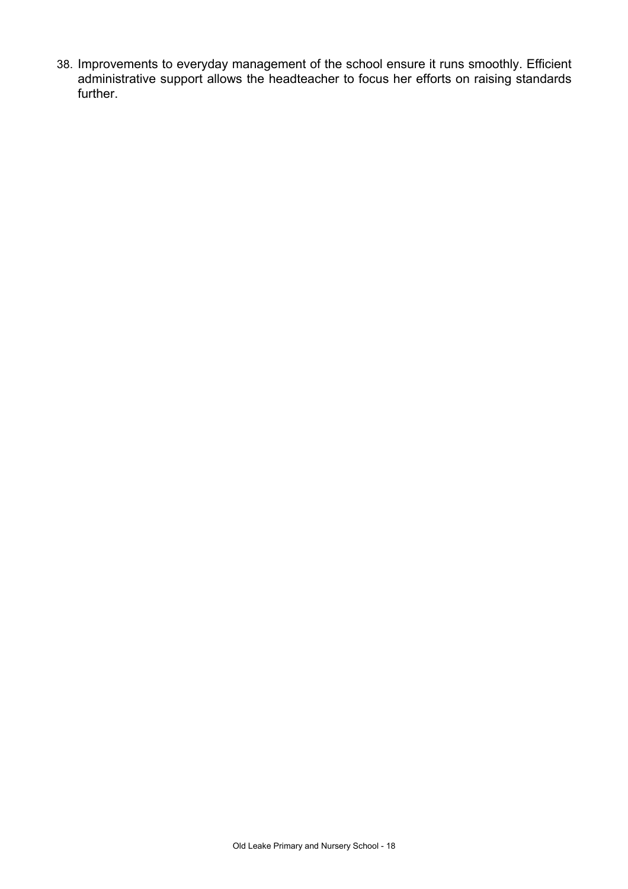38. Improvements to everyday management of the school ensure it runs smoothly. Efficient administrative support allows the headteacher to focus her efforts on raising standards further.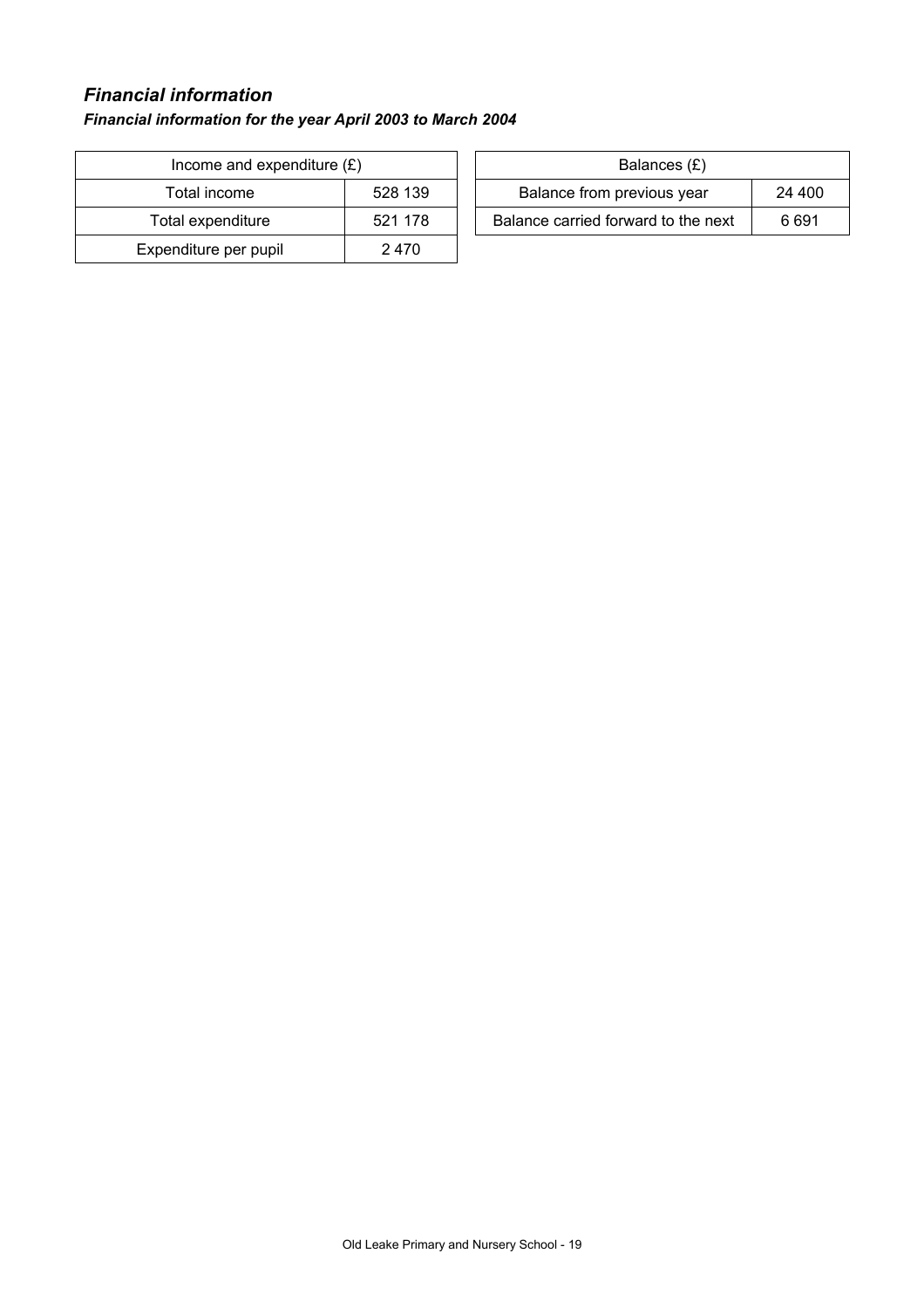## *Financial information*

***Financial information for the year April 2003 to March 2004***

| Income and expenditure (£) | |
|---|---|
| Total income | 528 139 |
| Total expenditure | 521 178 |
| Expenditure per pupil | 2 470 |

| Balances (£) | |
|---|---|
| Balance from previous year | 24 400 |
| Balance carried forward to the next | 6 691 |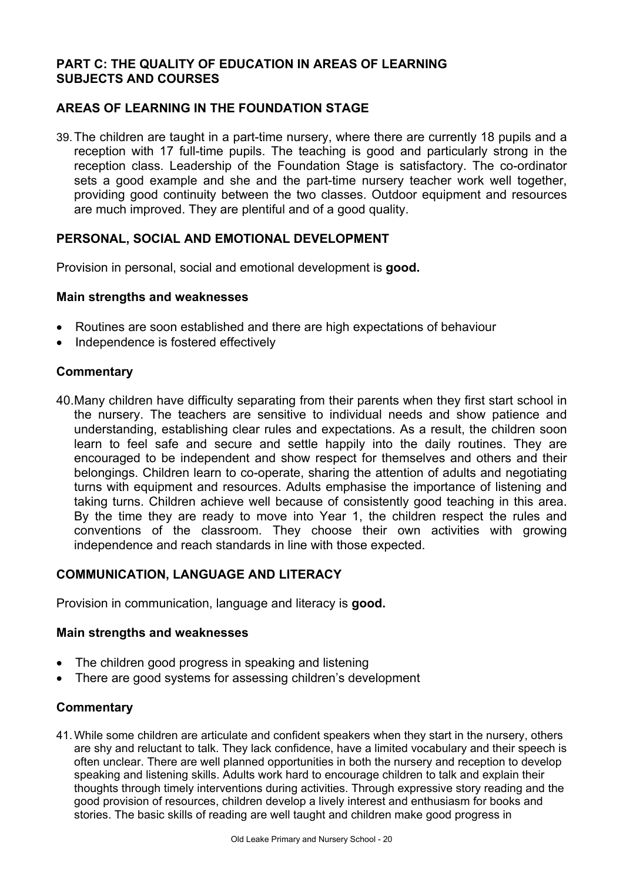## PART C: THE QUALITY OF EDUCATION IN AREAS OF LEARNING SUBJECTS AND COURSES

### AREAS OF LEARNING IN THE FOUNDATION STAGE

39. The children are taught in a part-time nursery, where there are currently 18 pupils and a reception with 17 full-time pupils. The teaching is good and particularly strong in the reception class. Leadership of the Foundation Stage is satisfactory. The co-ordinator sets a good example and she and the part-time nursery teacher work well together, providing good continuity between the two classes. Outdoor equipment and resources are much improved. They are plentiful and of a good quality.

### PERSONAL, SOCIAL AND EMOTIONAL DEVELOPMENT

Provision in personal, social and emotional development is **good.**

#### Main strengths and weaknesses

- Routines are soon established and there are high expectations of behaviour
- Independence is fostered effectively

#### Commentary

40. Many children have difficulty separating from their parents when they first start school in the nursery. The teachers are sensitive to individual needs and show patience and understanding, establishing clear rules and expectations. As a result, the children soon learn to feel safe and secure and settle happily into the daily routines. They are encouraged to be independent and show respect for themselves and others and their belongings. Children learn to co-operate, sharing the attention of adults and negotiating turns with equipment and resources. Adults emphasise the importance of listening and taking turns. Children achieve well because of consistently good teaching in this area. By the time they are ready to move into Year 1, the children respect the rules and conventions of the classroom. They choose their own activities with growing independence and reach standards in line with those expected.

### COMMUNICATION, LANGUAGE AND LITERACY

Provision in communication, language and literacy is **good.**

#### Main strengths and weaknesses

- The children good progress in speaking and listening
- There are good systems for assessing children's development

#### Commentary

41. While some children are articulate and confident speakers when they start in the nursery, others are shy and reluctant to talk. They lack confidence, have a limited vocabulary and their speech is often unclear. There are well planned opportunities in both the nursery and reception to develop speaking and listening skills. Adults work hard to encourage children to talk and explain their thoughts through timely interventions during activities. Through expressive story reading and the good provision of resources, children develop a lively interest and enthusiasm for books and stories. The basic skills of reading are well taught and children make good progress in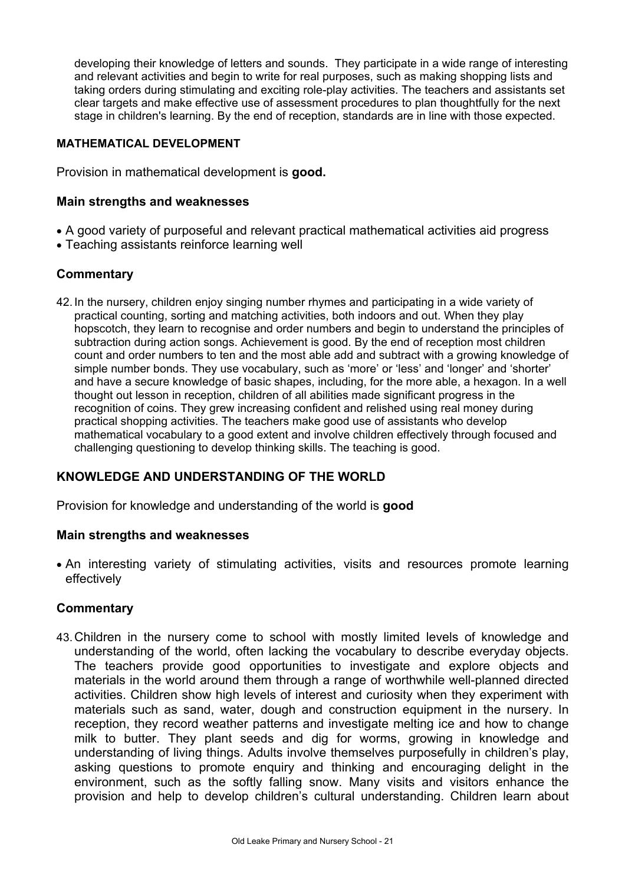developing their knowledge of letters and sounds. They participate in a wide range of interesting and relevant activities and begin to write for real purposes, such as making shopping lists and taking orders during stimulating and exciting role-play activities. The teachers and assistants set clear targets and make effective use of assessment procedures to plan thoughtfully for the next stage in children's learning. By the end of reception, standards are in line with those expected.

### MATHEMATICAL DEVELOPMENT

Provision in mathematical development is **good.**

### Main strengths and weaknesses

- A good variety of purposeful and relevant practical mathematical activities aid progress
- Teaching assistants reinforce learning well

### Commentary

42. In the nursery, children enjoy singing number rhymes and participating in a wide variety of practical counting, sorting and matching activities, both indoors and out. When they play hopscotch, they learn to recognise and order numbers and begin to understand the principles of subtraction during action songs. Achievement is good. By the end of reception most children count and order numbers to ten and the most able add and subtract with a growing knowledge of simple number bonds. They use vocabulary, such as 'more' or 'less' and 'longer' and 'shorter' and have a secure knowledge of basic shapes, including, for the more able, a hexagon. In a well thought out lesson in reception, children of all abilities made significant progress in the recognition of coins. They grew increasing confident and relished using real money during practical shopping activities. The teachers make good use of assistants who develop mathematical vocabulary to a good extent and involve children effectively through focused and challenging questioning to develop thinking skills. The teaching is good.

### KNOWLEDGE AND UNDERSTANDING OF THE WORLD

Provision for knowledge and understanding of the world is **good**

### Main strengths and weaknesses

- An interesting variety of stimulating activities, visits and resources promote learning effectively

### Commentary

43. Children in the nursery come to school with mostly limited levels of knowledge and understanding of the world, often lacking the vocabulary to describe everyday objects. The teachers provide good opportunities to investigate and explore objects and materials in the world around them through a range of worthwhile well-planned directed activities. Children show high levels of interest and curiosity when they experiment with materials such as sand, water, dough and construction equipment in the nursery. In reception, they record weather patterns and investigate melting ice and how to change milk to butter. They plant seeds and dig for worms, growing in knowledge and understanding of living things. Adults involve themselves purposefully in children's play, asking questions to promote enquiry and thinking and encouraging delight in the environment, such as the softly falling snow. Many visits and visitors enhance the provision and help to develop children's cultural understanding. Children learn about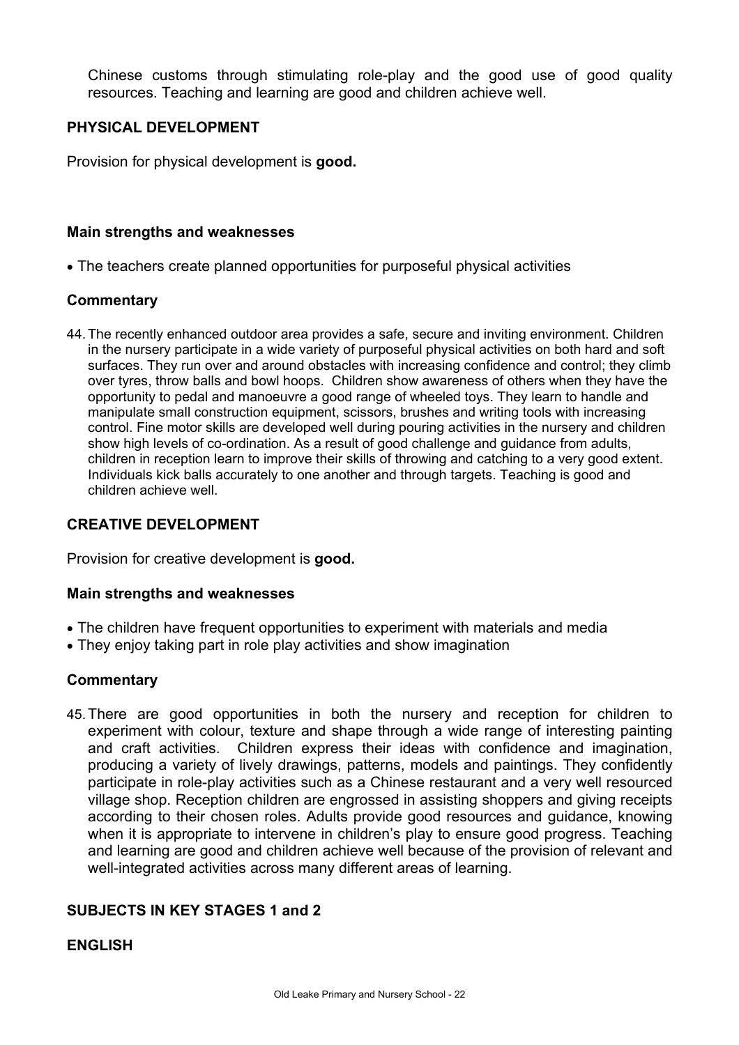Chinese customs through stimulating role-play and the good use of good quality resources. Teaching and learning are good and children achieve well.

## PHYSICAL DEVELOPMENT

Provision for physical development is **good.**

### Main strengths and weaknesses

- The teachers create planned opportunities for purposeful physical activities

### Commentary

44. The recently enhanced outdoor area provides a safe, secure and inviting environment. Children in the nursery participate in a wide variety of purposeful physical activities on both hard and soft surfaces. They run over and around obstacles with increasing confidence and control; they climb over tyres, throw balls and bowl hoops. Children show awareness of others when they have the opportunity to pedal and manoeuvre a good range of wheeled toys. They learn to handle and manipulate small construction equipment, scissors, brushes and writing tools with increasing control. Fine motor skills are developed well during pouring activities in the nursery and children show high levels of co-ordination. As a result of good challenge and guidance from adults, children in reception learn to improve their skills of throwing and catching to a very good extent. Individuals kick balls accurately to one another and through targets. Teaching is good and children achieve well.

## CREATIVE DEVELOPMENT

Provision for creative development is **good.**

### Main strengths and weaknesses

- The children have frequent opportunities to experiment with materials and media
- They enjoy taking part in role play activities and show imagination

### Commentary

45. There are good opportunities in both the nursery and reception for children to experiment with colour, texture and shape through a wide range of interesting painting and craft activities. Children express their ideas with confidence and imagination, producing a variety of lively drawings, patterns, models and paintings. They confidently participate in role-play activities such as a Chinese restaurant and a very well resourced village shop. Reception children are engrossed in assisting shoppers and giving receipts according to their chosen roles. Adults provide good resources and guidance, knowing when it is appropriate to intervene in children's play to ensure good progress. Teaching and learning are good and children achieve well because of the provision of relevant and well-integrated activities across many different areas of learning.

## SUBJECTS IN KEY STAGES 1 and 2

## ENGLISH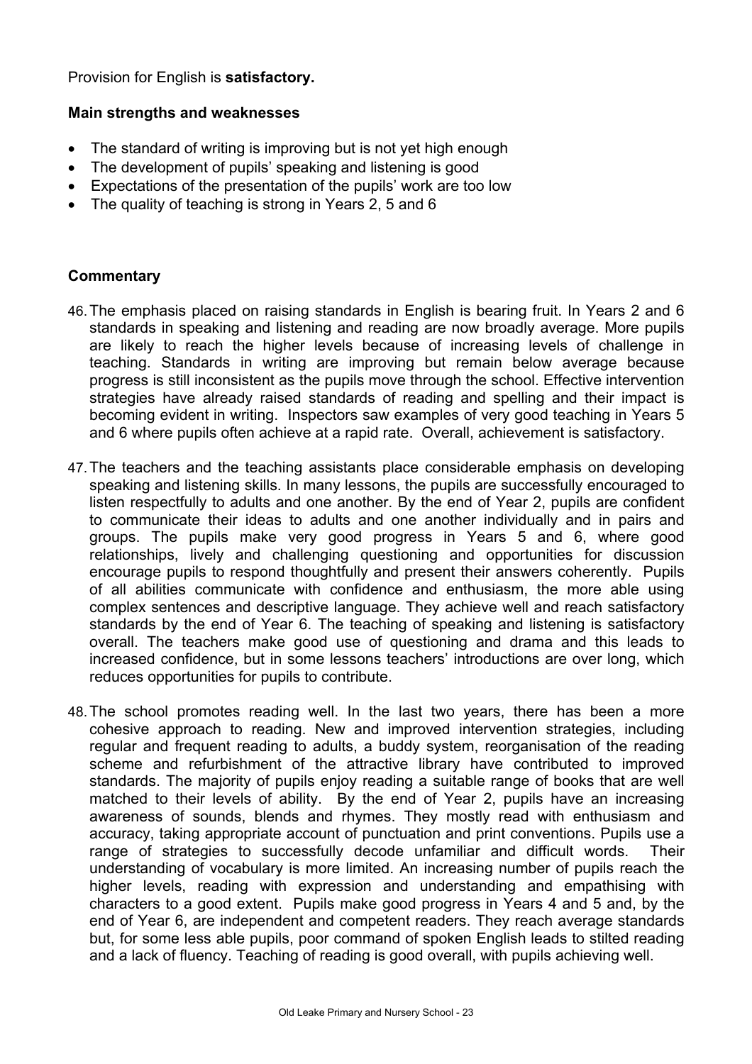Provision for English is **satisfactory.**

**Main strengths and weaknesses**

- The standard of writing is improving but is not yet high enough
- The development of pupils' speaking and listening is good
- Expectations of the presentation of the pupils' work are too low
- The quality of teaching is strong in Years 2, 5 and 6

**Commentary**

46. The emphasis placed on raising standards in English is bearing fruit. In Years 2 and 6 standards in speaking and listening and reading are now broadly average. More pupils are likely to reach the higher levels because of increasing levels of challenge in teaching. Standards in writing are improving but remain below average because progress is still inconsistent as the pupils move through the school. Effective intervention strategies have already raised standards of reading and spelling and their impact is becoming evident in writing. Inspectors saw examples of very good teaching in Years 5 and 6 where pupils often achieve at a rapid rate. Overall, achievement is satisfactory.

47. The teachers and the teaching assistants place considerable emphasis on developing speaking and listening skills. In many lessons, the pupils are successfully encouraged to listen respectfully to adults and one another. By the end of Year 2, pupils are confident to communicate their ideas to adults and one another individually and in pairs and groups. The pupils make very good progress in Years 5 and 6, where good relationships, lively and challenging questioning and opportunities for discussion encourage pupils to respond thoughtfully and present their answers coherently. Pupils of all abilities communicate with confidence and enthusiasm, the more able using complex sentences and descriptive language. They achieve well and reach satisfactory standards by the end of Year 6. The teaching of speaking and listening is satisfactory overall. The teachers make good use of questioning and drama and this leads to increased confidence, but in some lessons teachers' introductions are over long, which reduces opportunities for pupils to contribute.

48. The school promotes reading well. In the last two years, there has been a more cohesive approach to reading. New and improved intervention strategies, including regular and frequent reading to adults, a buddy system, reorganisation of the reading scheme and refurbishment of the attractive library have contributed to improved standards. The majority of pupils enjoy reading a suitable range of books that are well matched to their levels of ability. By the end of Year 2, pupils have an increasing awareness of sounds, blends and rhymes. They mostly read with enthusiasm and accuracy, taking appropriate account of punctuation and print conventions. Pupils use a range of strategies to successfully decode unfamiliar and difficult words. Their understanding of vocabulary is more limited. An increasing number of pupils reach the higher levels, reading with expression and understanding and empathising with characters to a good extent. Pupils make good progress in Years 4 and 5 and, by the end of Year 6, are independent and competent readers. They reach average standards but, for some less able pupils, poor command of spoken English leads to stilted reading and a lack of fluency. Teaching of reading is good overall, with pupils achieving well.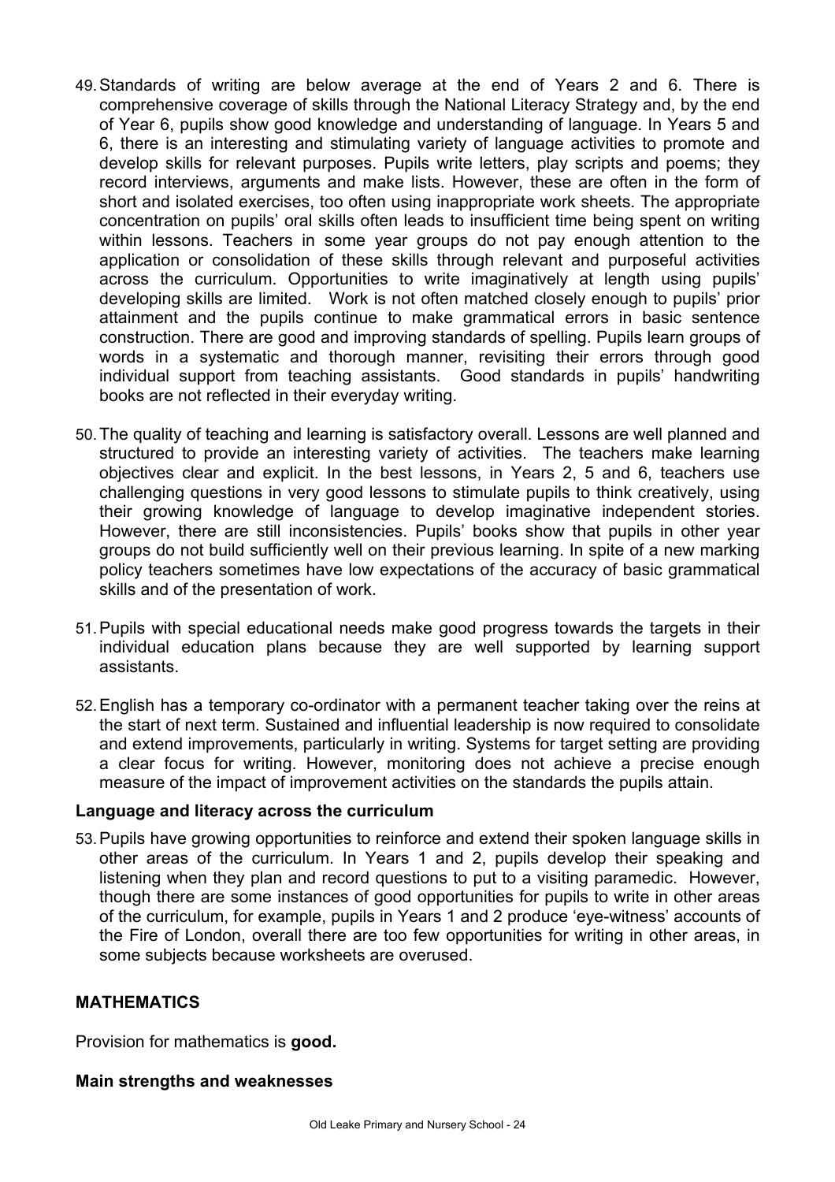49. Standards of writing are below average at the end of Years 2 and 6. There is comprehensive coverage of skills through the National Literacy Strategy and, by the end of Year 6, pupils show good knowledge and understanding of language. In Years 5 and 6, there is an interesting and stimulating variety of language activities to promote and develop skills for relevant purposes. Pupils write letters, play scripts and poems; they record interviews, arguments and make lists. However, these are often in the form of short and isolated exercises, too often using inappropriate work sheets. The appropriate concentration on pupils' oral skills often leads to insufficient time being spent on writing within lessons. Teachers in some year groups do not pay enough attention to the application or consolidation of these skills through relevant and purposeful activities across the curriculum. Opportunities to write imaginatively at length using pupils' developing skills are limited. Work is not often matched closely enough to pupils' prior attainment and the pupils continue to make grammatical errors in basic sentence construction. There are good and improving standards of spelling. Pupils learn groups of words in a systematic and thorough manner, revisiting their errors through good individual support from teaching assistants. Good standards in pupils' handwriting books are not reflected in their everyday writing.

50. The quality of teaching and learning is satisfactory overall. Lessons are well planned and structured to provide an interesting variety of activities. The teachers make learning objectives clear and explicit. In the best lessons, in Years 2, 5 and 6, teachers use challenging questions in very good lessons to stimulate pupils to think creatively, using their growing knowledge of language to develop imaginative independent stories. However, there are still inconsistencies. Pupils' books show that pupils in other year groups do not build sufficiently well on their previous learning. In spite of a new marking policy teachers sometimes have low expectations of the accuracy of basic grammatical skills and of the presentation of work.

51. Pupils with special educational needs make good progress towards the targets in their individual education plans because they are well supported by learning support assistants.

52. English has a temporary co-ordinator with a permanent teacher taking over the reins at the start of next term. Sustained and influential leadership is now required to consolidate and extend improvements, particularly in writing. Systems for target setting are providing a clear focus for writing. However, monitoring does not achieve a precise enough measure of the impact of improvement activities on the standards the pupils attain.

**Language and literacy across the curriculum**

53. Pupils have growing opportunities to reinforce and extend their spoken language skills in other areas of the curriculum. In Years 1 and 2, pupils develop their speaking and listening when they plan and record questions to put to a visiting paramedic. However, though there are some instances of good opportunities for pupils to write in other areas of the curriculum, for example, pupils in Years 1 and 2 produce 'eye-witness' accounts of the Fire of London, overall there are too few opportunities for writing in other areas, in some subjects because worksheets are overused.

**MATHEMATICS**

Provision for mathematics is **good.**

**Main strengths and weaknesses**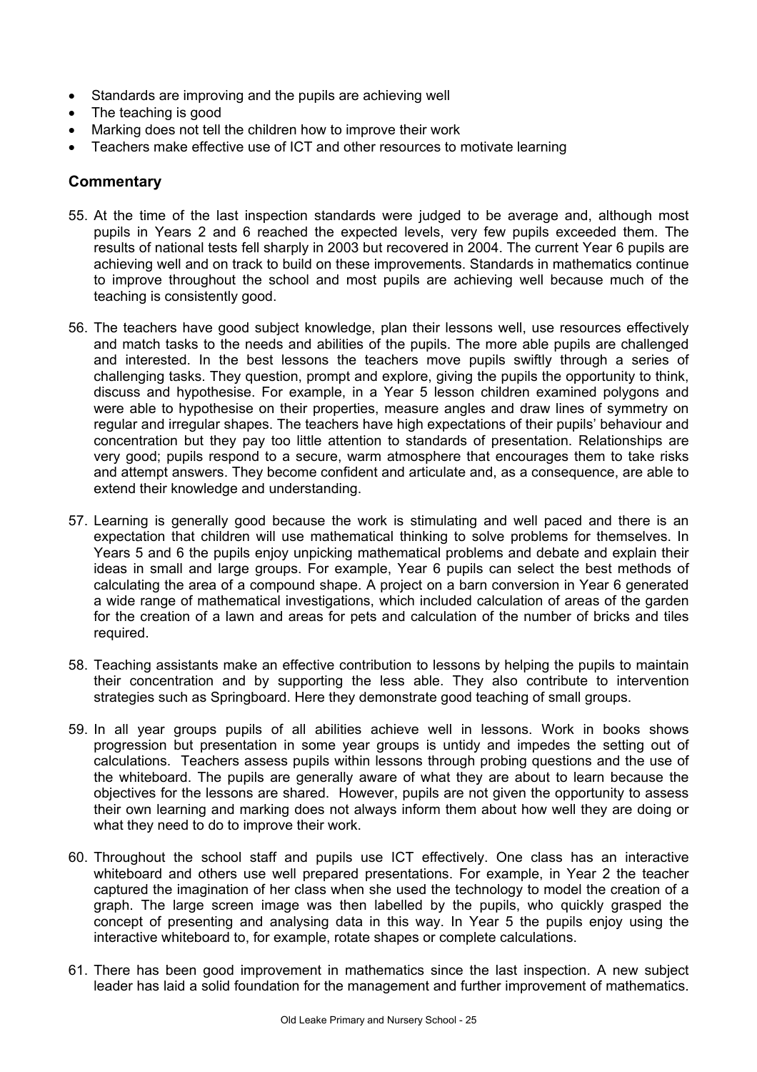- Standards are improving and the pupils are achieving well
- The teaching is good
- Marking does not tell the children how to improve their work
- Teachers make effective use of ICT and other resources to motivate learning

## Commentary

55. At the time of the last inspection standards were judged to be average and, although most pupils in Years 2 and 6 reached the expected levels, very few pupils exceeded them. The results of national tests fell sharply in 2003 but recovered in 2004. The current Year 6 pupils are achieving well and on track to build on these improvements. Standards in mathematics continue to improve throughout the school and most pupils are achieving well because much of the teaching is consistently good.

56. The teachers have good subject knowledge, plan their lessons well, use resources effectively and match tasks to the needs and abilities of the pupils. The more able pupils are challenged and interested. In the best lessons the teachers move pupils swiftly through a series of challenging tasks. They question, prompt and explore, giving the pupils the opportunity to think, discuss and hypothesise. For example, in a Year 5 lesson children examined polygons and were able to hypothesise on their properties, measure angles and draw lines of symmetry on regular and irregular shapes. The teachers have high expectations of their pupils' behaviour and concentration but they pay too little attention to standards of presentation. Relationships are very good; pupils respond to a secure, warm atmosphere that encourages them to take risks and attempt answers. They become confident and articulate and, as a consequence, are able to extend their knowledge and understanding.

57. Learning is generally good because the work is stimulating and well paced and there is an expectation that children will use mathematical thinking to solve problems for themselves. In Years 5 and 6 the pupils enjoy unpicking mathematical problems and debate and explain their ideas in small and large groups. For example, Year 6 pupils can select the best methods of calculating the area of a compound shape. A project on a barn conversion in Year 6 generated a wide range of mathematical investigations, which included calculation of areas of the garden for the creation of a lawn and areas for pets and calculation of the number of bricks and tiles required.

58. Teaching assistants make an effective contribution to lessons by helping the pupils to maintain their concentration and by supporting the less able. They also contribute to intervention strategies such as Springboard. Here they demonstrate good teaching of small groups.

59. In all year groups pupils of all abilities achieve well in lessons. Work in books shows progression but presentation in some year groups is untidy and impedes the setting out of calculations. Teachers assess pupils within lessons through probing questions and the use of the whiteboard. The pupils are generally aware of what they are about to learn because the objectives for the lessons are shared. However, pupils are not given the opportunity to assess their own learning and marking does not always inform them about how well they are doing or what they need to do to improve their work.

60. Throughout the school staff and pupils use ICT effectively. One class has an interactive whiteboard and others use well prepared presentations. For example, in Year 2 the teacher captured the imagination of her class when she used the technology to model the creation of a graph. The large screen image was then labelled by the pupils, who quickly grasped the concept of presenting and analysing data in this way. In Year 5 the pupils enjoy using the interactive whiteboard to, for example, rotate shapes or complete calculations.

61. There has been good improvement in mathematics since the last inspection. A new subject leader has laid a solid foundation for the management and further improvement of mathematics.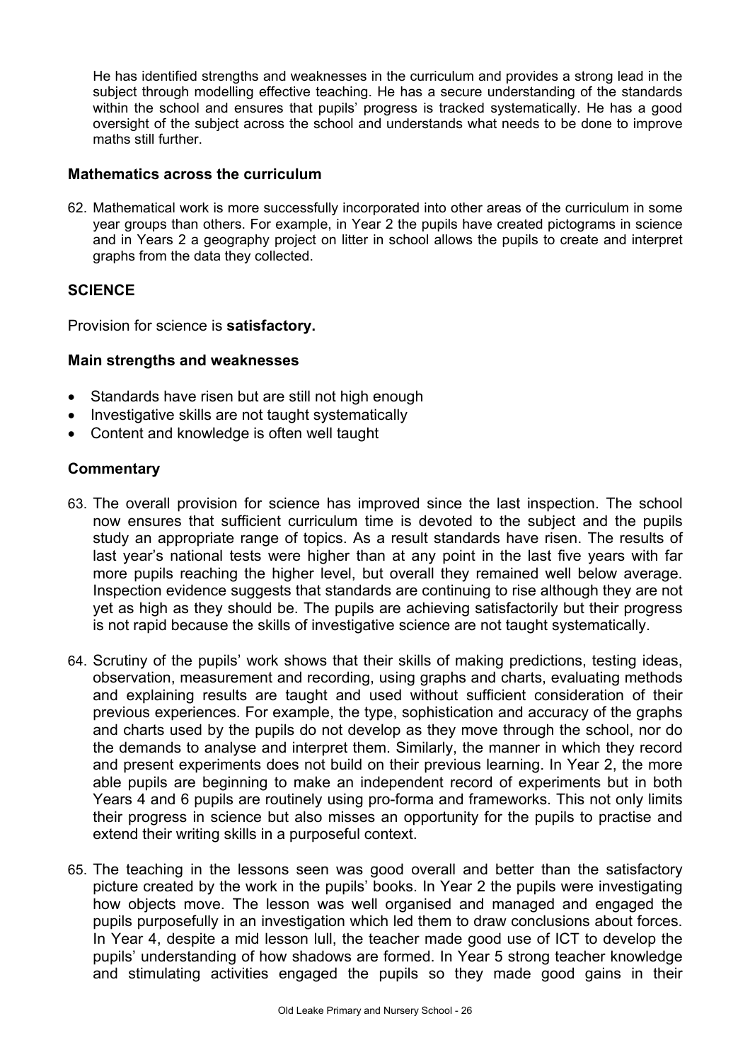He has identified strengths and weaknesses in the curriculum and provides a strong lead in the subject through modelling effective teaching. He has a secure understanding of the standards within the school and ensures that pupils' progress is tracked systematically. He has a good oversight of the subject across the school and understands what needs to be done to improve maths still further.

### Mathematics across the curriculum

62. Mathematical work is more successfully incorporated into other areas of the curriculum in some year groups than others. For example, in Year 2 the pupils have created pictograms in science and in Years 2 a geography project on litter in school allows the pupils to create and interpret graphs from the data they collected.

## SCIENCE

Provision for science is **satisfactory.**

### Main strengths and weaknesses

- Standards have risen but are still not high enough
- Investigative skills are not taught systematically
- Content and knowledge is often well taught

### Commentary

63. The overall provision for science has improved since the last inspection. The school now ensures that sufficient curriculum time is devoted to the subject and the pupils study an appropriate range of topics. As a result standards have risen. The results of last year's national tests were higher than at any point in the last five years with far more pupils reaching the higher level, but overall they remained well below average. Inspection evidence suggests that standards are continuing to rise although they are not yet as high as they should be. The pupils are achieving satisfactorily but their progress is not rapid because the skills of investigative science are not taught systematically.

64. Scrutiny of the pupils' work shows that their skills of making predictions, testing ideas, observation, measurement and recording, using graphs and charts, evaluating methods and explaining results are taught and used without sufficient consideration of their previous experiences. For example, the type, sophistication and accuracy of the graphs and charts used by the pupils do not develop as they move through the school, nor do the demands to analyse and interpret them. Similarly, the manner in which they record and present experiments does not build on their previous learning. In Year 2, the more able pupils are beginning to make an independent record of experiments but in both Years 4 and 6 pupils are routinely using pro-forma and frameworks. This not only limits their progress in science but also misses an opportunity for the pupils to practise and extend their writing skills in a purposeful context.

65. The teaching in the lessons seen was good overall and better than the satisfactory picture created by the work in the pupils' books. In Year 2 the pupils were investigating how objects move. The lesson was well organised and managed and engaged the pupils purposefully in an investigation which led them to draw conclusions about forces. In Year 4, despite a mid lesson lull, the teacher made good use of ICT to develop the pupils' understanding of how shadows are formed. In Year 5 strong teacher knowledge and stimulating activities engaged the pupils so they made good gains in their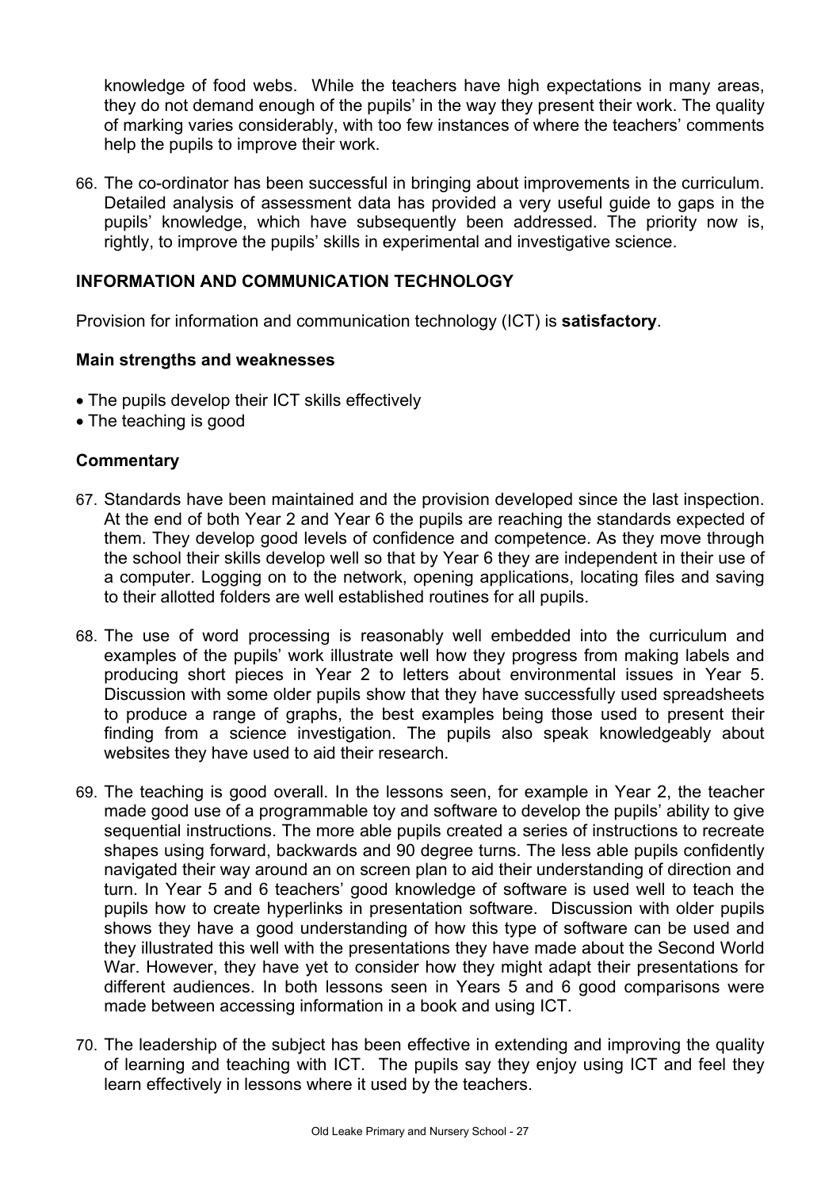knowledge of food webs. While the teachers have high expectations in many areas, they do not demand enough of the pupils' in the way they present their work. The quality of marking varies considerably, with too few instances of where the teachers' comments help the pupils to improve their work.

66. The co-ordinator has been successful in bringing about improvements in the curriculum. Detailed analysis of assessment data has provided a very useful guide to gaps in the pupils' knowledge, which have subsequently been addressed. The priority now is, rightly, to improve the pupils' skills in experimental and investigative science.

## INFORMATION AND COMMUNICATION TECHNOLOGY

Provision for information and communication technology (ICT) is **satisfactory**.

### Main strengths and weaknesses

- The pupils develop their ICT skills effectively
- The teaching is good

### Commentary

67. Standards have been maintained and the provision developed since the last inspection. At the end of both Year 2 and Year 6 the pupils are reaching the standards expected of them. They develop good levels of confidence and competence. As they move through the school their skills develop well so that by Year 6 they are independent in their use of a computer. Logging on to the network, opening applications, locating files and saving to their allotted folders are well established routines for all pupils.

68. The use of word processing is reasonably well embedded into the curriculum and examples of the pupils' work illustrate well how they progress from making labels and producing short pieces in Year 2 to letters about environmental issues in Year 5. Discussion with some older pupils show that they have successfully used spreadsheets to produce a range of graphs, the best examples being those used to present their finding from a science investigation. The pupils also speak knowledgeably about websites they have used to aid their research.

69. The teaching is good overall. In the lessons seen, for example in Year 2, the teacher made good use of a programmable toy and software to develop the pupils' ability to give sequential instructions. The more able pupils created a series of instructions to recreate shapes using forward, backwards and 90 degree turns. The less able pupils confidently navigated their way around an on screen plan to aid their understanding of direction and turn. In Year 5 and 6 teachers' good knowledge of software is used well to teach the pupils how to create hyperlinks in presentation software. Discussion with older pupils shows they have a good understanding of how this type of software can be used and they illustrated this well with the presentations they have made about the Second World War. However, they have yet to consider how they might adapt their presentations for different audiences. In both lessons seen in Years 5 and 6 good comparisons were made between accessing information in a book and using ICT.

70. The leadership of the subject has been effective in extending and improving the quality of learning and teaching with ICT. The pupils say they enjoy using ICT and feel they learn effectively in lessons where it used by the teachers.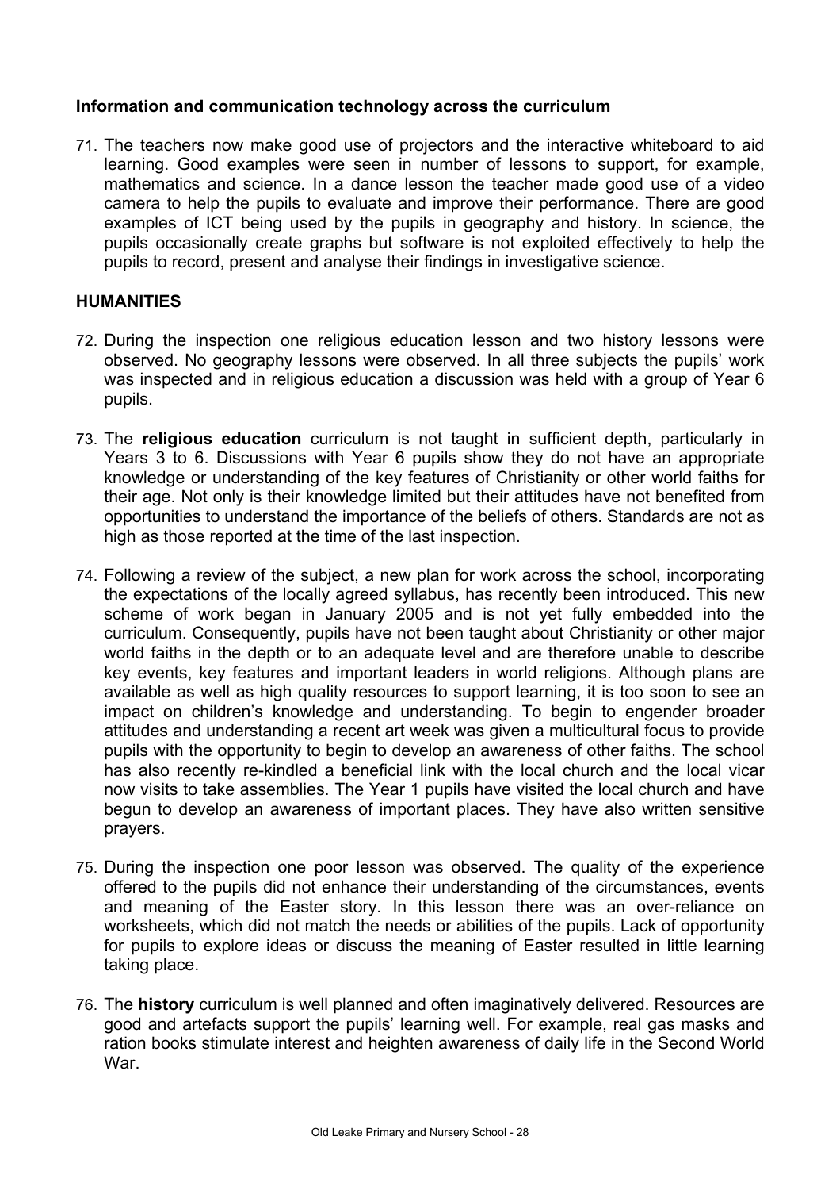**Information and communication technology across the curriculum**

71. The teachers now make good use of projectors and the interactive whiteboard to aid learning. Good examples were seen in number of lessons to support, for example, mathematics and science. In a dance lesson the teacher made good use of a video camera to help the pupils to evaluate and improve their performance. There are good examples of ICT being used by the pupils in geography and history. In science, the pupils occasionally create graphs but software is not exploited effectively to help the pupils to record, present and analyse their findings in investigative science.

## HUMANITIES

72. During the inspection one religious education lesson and two history lessons were observed. No geography lessons were observed. In all three subjects the pupils' work was inspected and in religious education a discussion was held with a group of Year 6 pupils.

73. The **religious education** curriculum is not taught in sufficient depth, particularly in Years 3 to 6. Discussions with Year 6 pupils show they do not have an appropriate knowledge or understanding of the key features of Christianity or other world faiths for their age. Not only is their knowledge limited but their attitudes have not benefited from opportunities to understand the importance of the beliefs of others. Standards are not as high as those reported at the time of the last inspection.

74. Following a review of the subject, a new plan for work across the school, incorporating the expectations of the locally agreed syllabus, has recently been introduced. This new scheme of work began in January 2005 and is not yet fully embedded into the curriculum. Consequently, pupils have not been taught about Christianity or other major world faiths in the depth or to an adequate level and are therefore unable to describe key events, key features and important leaders in world religions. Although plans are available as well as high quality resources to support learning, it is too soon to see an impact on children's knowledge and understanding. To begin to engender broader attitudes and understanding a recent art week was given a multicultural focus to provide pupils with the opportunity to begin to develop an awareness of other faiths. The school has also recently re-kindled a beneficial link with the local church and the local vicar now visits to take assemblies. The Year 1 pupils have visited the local church and have begun to develop an awareness of important places. They have also written sensitive prayers.

75. During the inspection one poor lesson was observed. The quality of the experience offered to the pupils did not enhance their understanding of the circumstances, events and meaning of the Easter story. In this lesson there was an over-reliance on worksheets, which did not match the needs or abilities of the pupils. Lack of opportunity for pupils to explore ideas or discuss the meaning of Easter resulted in little learning taking place.

76. The **history** curriculum is well planned and often imaginatively delivered. Resources are good and artefacts support the pupils' learning well. For example, real gas masks and ration books stimulate interest and heighten awareness of daily life in the Second World War.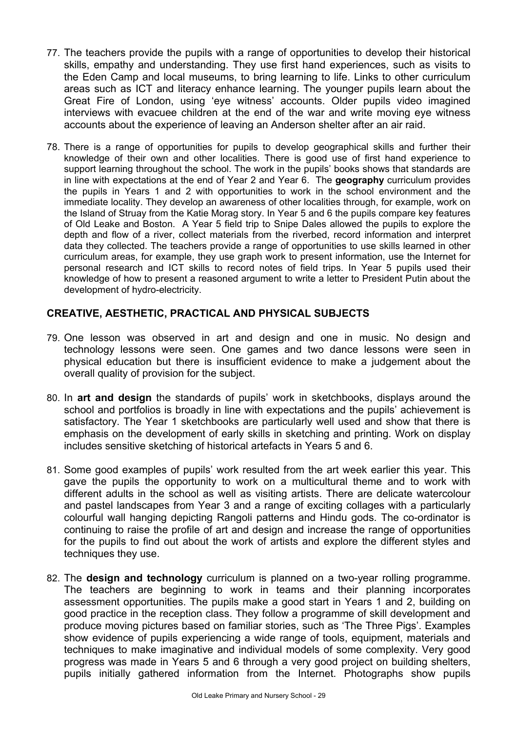77. The teachers provide the pupils with a range of opportunities to develop their historical skills, empathy and understanding. They use first hand experiences, such as visits to the Eden Camp and local museums, to bring learning to life. Links to other curriculum areas such as ICT and literacy enhance learning. The younger pupils learn about the Great Fire of London, using 'eye witness' accounts. Older pupils video imagined interviews with evacuee children at the end of the war and write moving eye witness accounts about the experience of leaving an Anderson shelter after an air raid.

78. There is a range of opportunities for pupils to develop geographical skills and further their knowledge of their own and other localities. There is good use of first hand experience to support learning throughout the school. The work in the pupils' books shows that standards are in line with expectations at the end of Year 2 and Year 6. The **geography** curriculum provides the pupils in Years 1 and 2 with opportunities to work in the school environment and the immediate locality. They develop an awareness of other localities through, for example, work on the Island of Struay from the Katie Morag story. In Year 5 and 6 the pupils compare key features of Old Leake and Boston. A Year 5 field trip to Snipe Dales allowed the pupils to explore the depth and flow of a river, collect materials from the riverbed, record information and interpret data they collected. The teachers provide a range of opportunities to use skills learned in other curriculum areas, for example, they use graph work to present information, use the Internet for personal research and ICT skills to record notes of field trips. In Year 5 pupils used their knowledge of how to present a reasoned argument to write a letter to President Putin about the development of hydro-electricity.

## CREATIVE, AESTHETIC, PRACTICAL AND PHYSICAL SUBJECTS

79. One lesson was observed in art and design and one in music. No design and technology lessons were seen. One games and two dance lessons were seen in physical education but there is insufficient evidence to make a judgement about the overall quality of provision for the subject.

80. In **art and design** the standards of pupils' work in sketchbooks, displays around the school and portfolios is broadly in line with expectations and the pupils' achievement is satisfactory. The Year 1 sketchbooks are particularly well used and show that there is emphasis on the development of early skills in sketching and printing. Work on display includes sensitive sketching of historical artefacts in Years 5 and 6.

81. Some good examples of pupils' work resulted from the art week earlier this year. This gave the pupils the opportunity to work on a multicultural theme and to work with different adults in the school as well as visiting artists. There are delicate watercolour and pastel landscapes from Year 3 and a range of exciting collages with a particularly colourful wall hanging depicting Rangoli patterns and Hindu gods. The co-ordinator is continuing to raise the profile of art and design and increase the range of opportunities for the pupils to find out about the work of artists and explore the different styles and techniques they use.

82. The **design and technology** curriculum is planned on a two-year rolling programme. The teachers are beginning to work in teams and their planning incorporates assessment opportunities. The pupils make a good start in Years 1 and 2, building on good practice in the reception class. They follow a programme of skill development and produce moving pictures based on familiar stories, such as 'The Three Pigs'. Examples show evidence of pupils experiencing a wide range of tools, equipment, materials and techniques to make imaginative and individual models of some complexity. Very good progress was made in Years 5 and 6 through a very good project on building shelters, pupils initially gathered information from the Internet. Photographs show pupils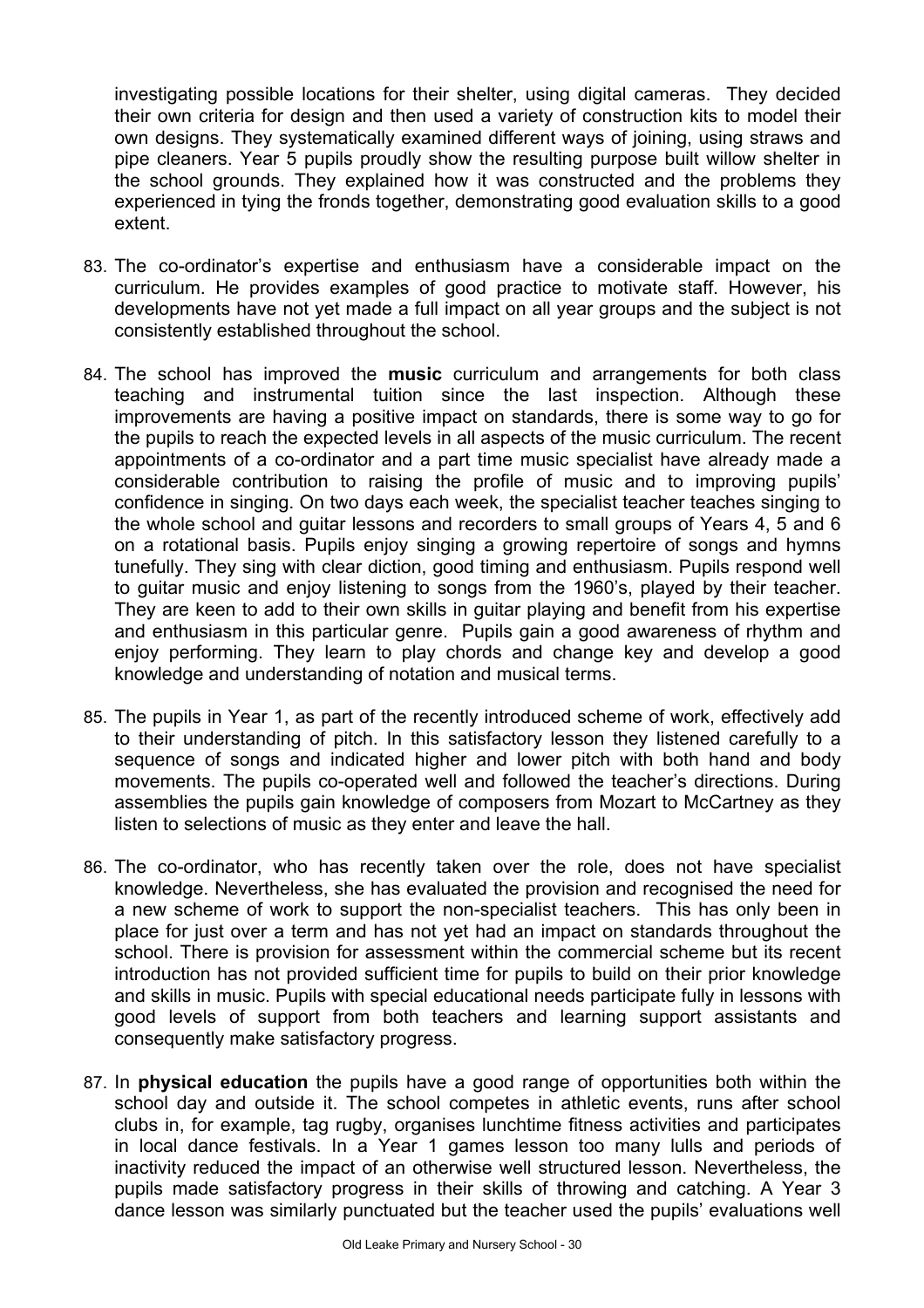investigating possible locations for their shelter, using digital cameras. They decided their own criteria for design and then used a variety of construction kits to model their own designs. They systematically examined different ways of joining, using straws and pipe cleaners. Year 5 pupils proudly show the resulting purpose built willow shelter in the school grounds. They explained how it was constructed and the problems they experienced in tying the fronds together, demonstrating good evaluation skills to a good extent.

83. The co-ordinator's expertise and enthusiasm have a considerable impact on the curriculum. He provides examples of good practice to motivate staff. However, his developments have not yet made a full impact on all year groups and the subject is not consistently established throughout the school.

84. The school has improved the **music** curriculum and arrangements for both class teaching and instrumental tuition since the last inspection. Although these improvements are having a positive impact on standards, there is some way to go for the pupils to reach the expected levels in all aspects of the music curriculum. The recent appointments of a co-ordinator and a part time music specialist have already made a considerable contribution to raising the profile of music and to improving pupils' confidence in singing. On two days each week, the specialist teacher teaches singing to the whole school and guitar lessons and recorders to small groups of Years 4, 5 and 6 on a rotational basis. Pupils enjoy singing a growing repertoire of songs and hymns tunefully. They sing with clear diction, good timing and enthusiasm. Pupils respond well to guitar music and enjoy listening to songs from the 1960's, played by their teacher. They are keen to add to their own skills in guitar playing and benefit from his expertise and enthusiasm in this particular genre. Pupils gain a good awareness of rhythm and enjoy performing. They learn to play chords and change key and develop a good knowledge and understanding of notation and musical terms.

85. The pupils in Year 1, as part of the recently introduced scheme of work, effectively add to their understanding of pitch. In this satisfactory lesson they listened carefully to a sequence of songs and indicated higher and lower pitch with both hand and body movements. The pupils co-operated well and followed the teacher's directions. During assemblies the pupils gain knowledge of composers from Mozart to McCartney as they listen to selections of music as they enter and leave the hall.

86. The co-ordinator, who has recently taken over the role, does not have specialist knowledge. Nevertheless, she has evaluated the provision and recognised the need for a new scheme of work to support the non-specialist teachers. This has only been in place for just over a term and has not yet had an impact on standards throughout the school. There is provision for assessment within the commercial scheme but its recent introduction has not provided sufficient time for pupils to build on their prior knowledge and skills in music. Pupils with special educational needs participate fully in lessons with good levels of support from both teachers and learning support assistants and consequently make satisfactory progress.

87. In **physical education** the pupils have a good range of opportunities both within the school day and outside it. The school competes in athletic events, runs after school clubs in, for example, tag rugby, organises lunchtime fitness activities and participates in local dance festivals. In a Year 1 games lesson too many lulls and periods of inactivity reduced the impact of an otherwise well structured lesson. Nevertheless, the pupils made satisfactory progress in their skills of throwing and catching. A Year 3 dance lesson was similarly punctuated but the teacher used the pupils' evaluations well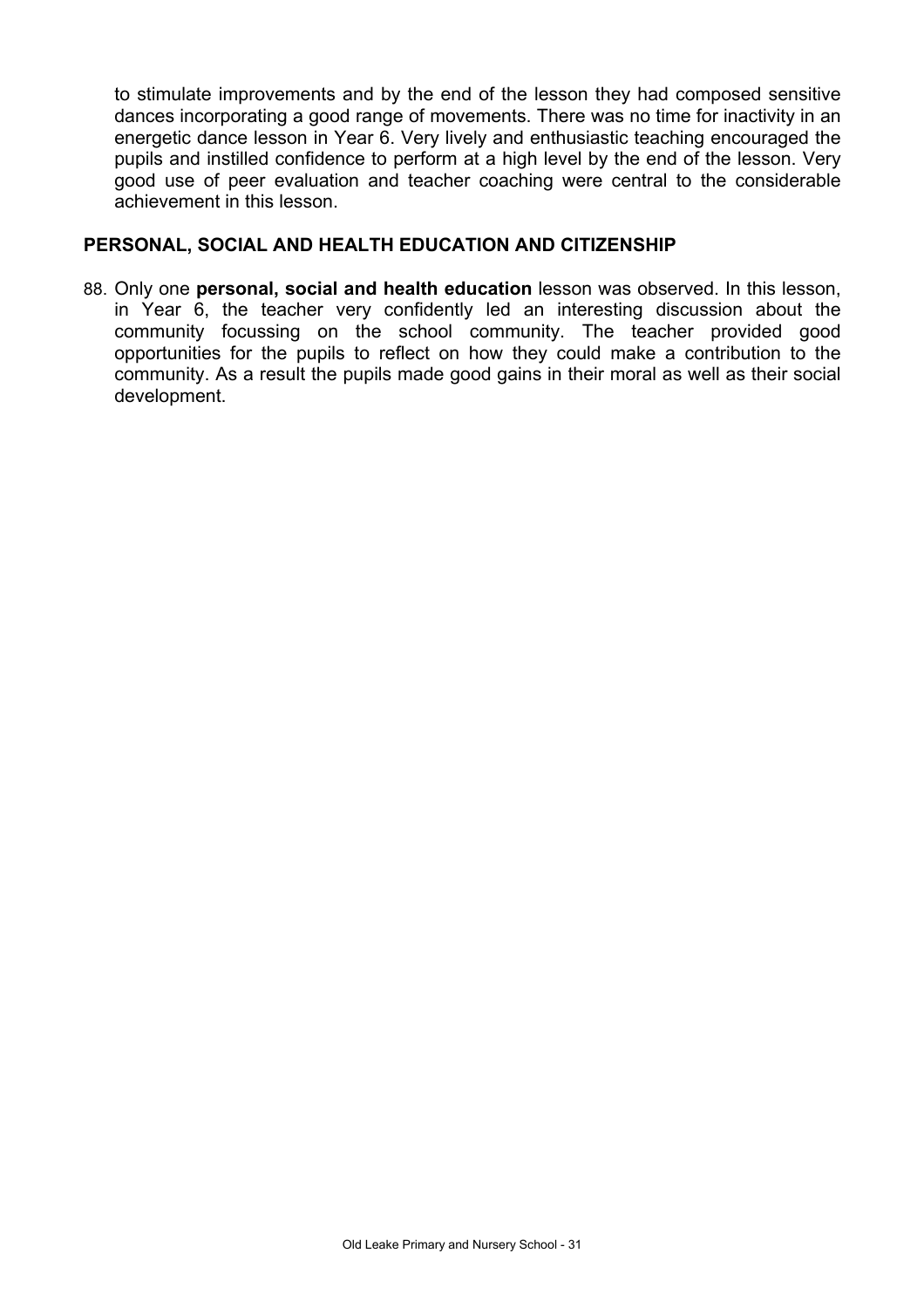to stimulate improvements and by the end of the lesson they had composed sensitive dances incorporating a good range of movements. There was no time for inactivity in an energetic dance lesson in Year 6. Very lively and enthusiastic teaching encouraged the pupils and instilled confidence to perform at a high level by the end of the lesson. Very good use of peer evaluation and teacher coaching were central to the considerable achievement in this lesson.

## PERSONAL, SOCIAL AND HEALTH EDUCATION AND CITIZENSHIP

88. Only one **personal, social and health education** lesson was observed. In this lesson, in Year 6, the teacher very confidently led an interesting discussion about the community focussing on the school community. The teacher provided good opportunities for the pupils to reflect on how they could make a contribution to the community. As a result the pupils made good gains in their moral as well as their social development.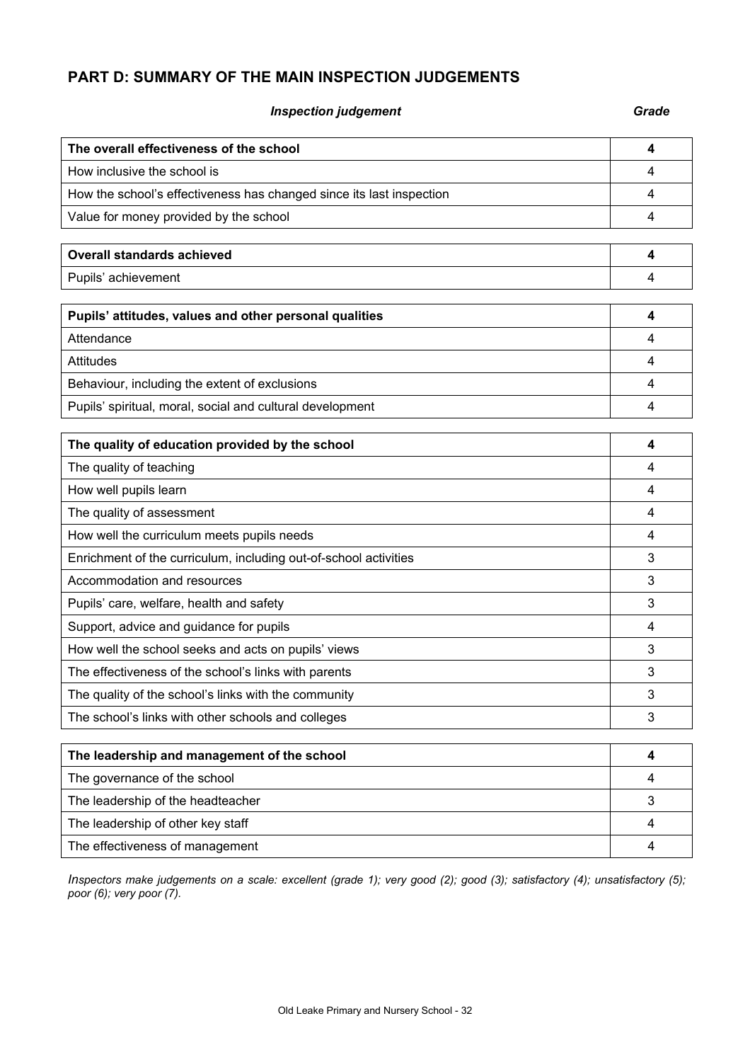## PART D: SUMMARY OF THE MAIN INSPECTION JUDGEMENTS

| *Inspection judgement* | *Grade* |
| --- | --- |
| **The overall effectiveness of the school** | **4** |
| How inclusive the school is | 4 |
| How the school's effectiveness has changed since its last inspection | 4 |
| Value for money provided by the school | 4 |
| | |
| **Overall standards achieved** | **4** |
| Pupils' achievement | 4 |
| | |
| **Pupils' attitudes, values and other personal qualities** | **4** |
| Attendance | 4 |
| Attitudes | 4 |
| Behaviour, including the extent of exclusions | 4 |
| Pupils' spiritual, moral, social and cultural development | 4 |
| | |
| **The quality of education provided by the school** | **4** |
| The quality of teaching | 4 |
| How well pupils learn | 4 |
| The quality of assessment | 4 |
| How well the curriculum meets pupils needs | 4 |
| Enrichment of the curriculum, including out-of-school activities | 3 |
| Accommodation and resources | 3 |
| Pupils' care, welfare, health and safety | 3 |
| Support, advice and guidance for pupils | 4 |
| How well the school seeks and acts on pupils' views | 3 |
| The effectiveness of the school's links with parents | 3 |
| The quality of the school's links with the community | 3 |
| The school's links with other schools and colleges | 3 |
| | |
| **The leadership and management of the school** | **4** |
| The governance of the school | 4 |
| The leadership of the headteacher | 3 |
| The leadership of other key staff | 4 |
| The effectiveness of management | 4 |

*Inspectors make judgements on a scale: excellent (grade 1); very good (2); good (3); satisfactory (4); unsatisfactory (5); poor (6); very poor (7).*